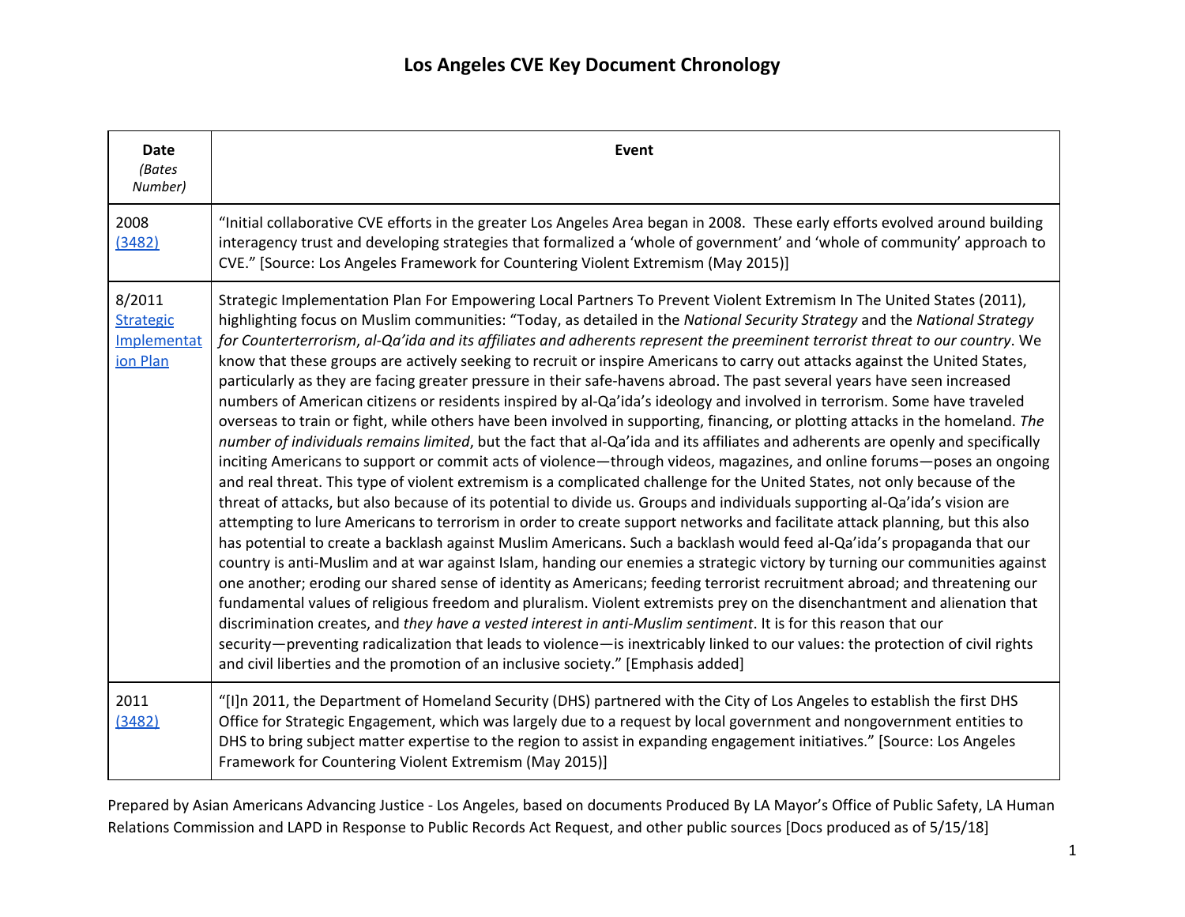# Los Angeles CVE Key Document Chronology

| Date *(Bates Number)* | Event |
|---|---|
| 2008 [(3482)]() | "Initial collaborative CVE efforts in the greater Los Angeles Area began in 2008. These early efforts evolved around building interagency trust and developing strategies that formalized a 'whole of government' and 'whole of community' approach to CVE." [Source: Los Angeles Framework for Countering Violent Extremism (May 2015)] |
| 8/2011 [Strategic Implementation Plan]() | Strategic Implementation Plan For Empowering Local Partners To Prevent Violent Extremism In The United States (2011), highlighting focus on Muslim communities: "Today, as detailed in the *National Security Strategy* and the *National Strategy for Counterterrorism*, *al-Qa'ida and its affiliates and adherents represent the preeminent terrorist threat to our country*. We know that these groups are actively seeking to recruit or inspire Americans to carry out attacks against the United States, particularly as they are facing greater pressure in their safe-havens abroad. The past several years have seen increased numbers of American citizens or residents inspired by al-Qa'ida's ideology and involved in terrorism. Some have traveled overseas to train or fight, while others have been involved in supporting, financing, or plotting attacks in the homeland. *The number of individuals remains limited*, but the fact that al-Qa'ida and its affiliates and adherents are openly and specifically inciting Americans to support or commit acts of violence—through videos, magazines, and online forums—poses an ongoing and real threat. This type of violent extremism is a complicated challenge for the United States, not only because of the threat of attacks, but also because of its potential to divide us. Groups and individuals supporting al-Qa'ida's vision are attempting to lure Americans to terrorism in order to create support networks and facilitate attack planning, but this also has potential to create a backlash against Muslim Americans. Such a backlash would feed al-Qa'ida's propaganda that our country is anti-Muslim and at war against Islam, handing our enemies a strategic victory by turning our communities against one another; eroding our shared sense of identity as Americans; feeding terrorist recruitment abroad; and threatening our fundamental values of religious freedom and pluralism. Violent extremists prey on the disenchantment and alienation that discrimination creates, and *they have a vested interest in anti-Muslim sentiment*. It is for this reason that our security—preventing radicalization that leads to violence—is inextricably linked to our values: the protection of civil rights and civil liberties and the promotion of an inclusive society." [Emphasis added] |
| 2011 [(3482)]() | "[I]n 2011, the Department of Homeland Security (DHS) partnered with the City of Los Angeles to establish the first DHS Office for Strategic Engagement, which was largely due to a request by local government and nongovernment entities to DHS to bring subject matter expertise to the region to assist in expanding engagement initiatives." [Source: Los Angeles Framework for Countering Violent Extremism (May 2015)] |

Prepared by Asian Americans Advancing Justice - Los Angeles, based on documents Produced By LA Mayor's Office of Public Safety, LA Human Relations Commission and LAPD in Response to Public Records Act Request, and other public sources [Docs produced as of 5/15/18]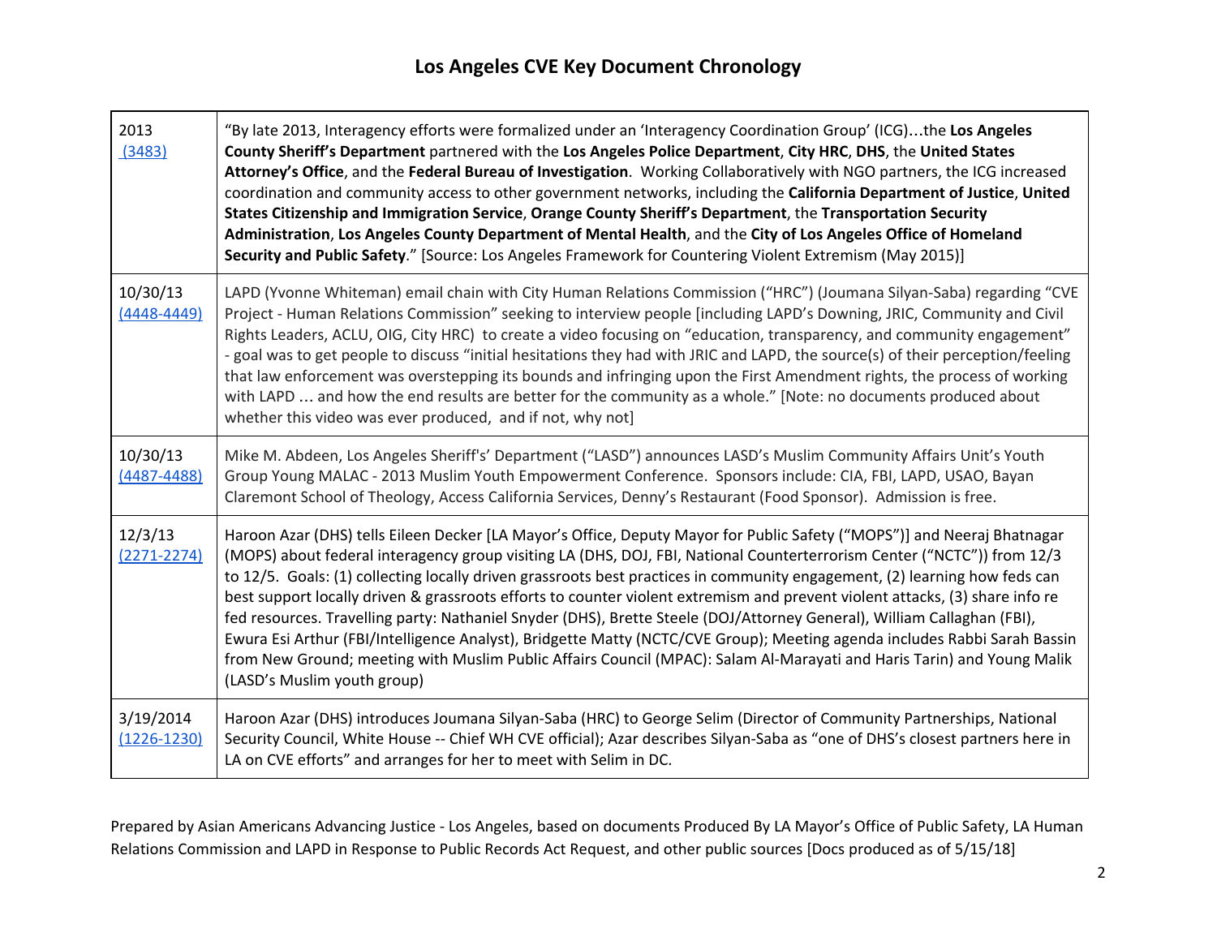# Los Angeles CVE Key Document Chronology

| | |
|---|---|
| 2013 [(3483)] | "By late 2013, Interagency efforts were formalized under an 'Interagency Coordination Group' (ICG)…the **Los Angeles County Sheriff's Department** partnered with the **Los Angeles Police Department**, **City HRC**, **DHS**, the **United States Attorney's Office**, and the **Federal Bureau of Investigation**. Working Collaboratively with NGO partners, the ICG increased coordination and community access to other government networks, including the **California Department of Justice**, **United States Citizenship and Immigration Service**, **Orange County Sheriff's Department**, the **Transportation Security Administration**, **Los Angeles County Department of Mental Health**, and the **City of Los Angeles Office of Homeland Security and Public Safety**." [Source: Los Angeles Framework for Countering Violent Extremism (May 2015)] |
| 10/30/13 [(4448-4449)] | LAPD (Yvonne Whiteman) email chain with City Human Relations Commission ("HRC") (Joumana Silyan-Saba) regarding "CVE Project - Human Relations Commission" seeking to interview people [including LAPD's Downing, JRIC, Community and Civil Rights Leaders, ACLU, OIG, City HRC) to create a video focusing on "education, transparency, and community engagement" - goal was to get people to discuss "initial hesitations they had with JRIC and LAPD, the source(s) of their perception/feeling that law enforcement was overstepping its bounds and infringing upon the First Amendment rights, the process of working with LAPD … and how the end results are better for the community as a whole." [Note: no documents produced about whether this video was ever produced, and if not, why not] |
| 10/30/13 [(4487-4488)] | Mike M. Abdeen, Los Angeles Sheriff's' Department ("LASD") announces LASD's Muslim Community Affairs Unit's Youth Group Young MALAC - 2013 Muslim Youth Empowerment Conference. Sponsors include: CIA, FBI, LAPD, USAO, Bayan Claremont School of Theology, Access California Services, Denny's Restaurant (Food Sponsor). Admission is free. |
| 12/3/13 [(2271-2274)] | Haroon Azar (DHS) tells Eileen Decker [LA Mayor's Office, Deputy Mayor for Public Safety ("MOPS")] and Neeraj Bhatnagar (MOPS) about federal interagency group visiting LA (DHS, DOJ, FBI, National Counterterrorism Center ("NCTC")) from 12/3 to 12/5. Goals: (1) collecting locally driven grassroots best practices in community engagement, (2) learning how feds can best support locally driven & grassroots efforts to counter violent extremism and prevent violent attacks, (3) share info re fed resources. Travelling party: Nathaniel Snyder (DHS), Brette Steele (DOJ/Attorney General), William Callaghan (FBI), Ewura Esi Arthur (FBI/Intelligence Analyst), Bridgette Matty (NCTC/CVE Group); Meeting agenda includes Rabbi Sarah Bassin from New Ground; meeting with Muslim Public Affairs Council (MPAC): Salam Al-Marayati and Haris Tarin) and Young Malik (LASD's Muslim youth group) |
| 3/19/2014 [(1226-1230)] | Haroon Azar (DHS) introduces Joumana Silyan-Saba (HRC) to George Selim (Director of Community Partnerships, National Security Council, White House -- Chief WH CVE official); Azar describes Silyan-Saba as "one of DHS's closest partners here in LA on CVE efforts" and arranges for her to meet with Selim in DC. |

Prepared by Asian Americans Advancing Justice - Los Angeles, based on documents Produced By LA Mayor's Office of Public Safety, LA Human Relations Commission and LAPD in Response to Public Records Act Request, and other public sources [Docs produced as of 5/15/18]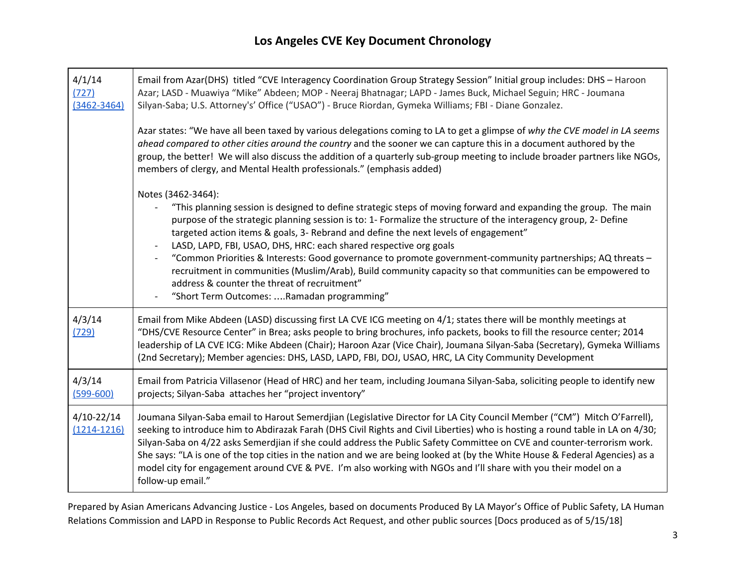# Los Angeles CVE Key Document Chronology

| | |
|---|---|
| 4/1/14 [(727)] [(3462-3464)] | Email from Azar(DHS) titled "CVE Interagency Coordination Group Strategy Session" Initial group includes: DHS – Haroon Azar; LASD - Muawiya "Mike" Abdeen; MOP - Neeraj Bhatnagar; LAPD - James Buck, Michael Seguin; HRC - Joumana Silyan-Saba; U.S. Attorney's' Office ("USAO") - Bruce Riordan, Gymeka Williams; FBI - Diane Gonzalez.<br><br>Azar states: "We have all been taxed by various delegations coming to LA to get a glimpse of *why the CVE model in LA seems ahead compared to other cities around the country* and the sooner we can capture this in a document authored by the group, the better! We will also discuss the addition of a quarterly sub-group meeting to include broader partners like NGOs, members of clergy, and Mental Health professionals." (emphasis added)<br><br>Notes (3462-3464):<br>- "This planning session is designed to define strategic steps of moving forward and expanding the group. The main purpose of the strategic planning session is to: 1- Formalize the structure of the interagency group, 2- Define targeted action items & goals, 3- Rebrand and define the next levels of engagement"<br>- LASD, LAPD, FBI, USAO, DHS, HRC: each shared respective org goals<br>- "Common Priorities & Interests: Good governance to promote government-community partnerships; AQ threats – recruitment in communities (Muslim/Arab), Build community capacity so that communities can be empowered to address & counter the threat of recruitment"<br>- "Short Term Outcomes: ....Ramadan programming" |
| 4/3/14 [(729)] | Email from Mike Abdeen (LASD) discussing first LA CVE ICG meeting on 4/1; states there will be monthly meetings at "DHS/CVE Resource Center" in Brea; asks people to bring brochures, info packets, books to fill the resource center; 2014 leadership of LA CVE ICG: Mike Abdeen (Chair); Haroon Azar (Vice Chair), Joumana Silyan-Saba (Secretary), Gymeka Williams (2nd Secretary); Member agencies: DHS, LASD, LAPD, FBI, DOJ, USAO, HRC, LA City Community Development |
| 4/3/14 [(599-600)] | Email from Patricia Villasenor (Head of HRC) and her team, including Joumana Silyan-Saba, soliciting people to identify new projects; Silyan-Saba attaches her "project inventory" |
| 4/10-22/14 [(1214-1216)] | Joumana Silyan-Saba email to Harout Semerdjian (Legislative Director for LA City Council Member ("CM") Mitch O'Farrell), seeking to introduce him to Abdirazak Farah (DHS Civil Rights and Civil Liberties) who is hosting a round table in LA on 4/30; Silyan-Saba on 4/22 asks Semerdjian if she could address the Public Safety Committee on CVE and counter-terrorism work. She says: "LA is one of the top cities in the nation and we are being looked at (by the White House & Federal Agencies) as a model city for engagement around CVE & PVE. I'm also working with NGOs and I'll share with you their model on a follow-up email." |

Prepared by Asian Americans Advancing Justice - Los Angeles, based on documents Produced By LA Mayor's Office of Public Safety, LA Human Relations Commission and LAPD in Response to Public Records Act Request, and other public sources [Docs produced as of 5/15/18]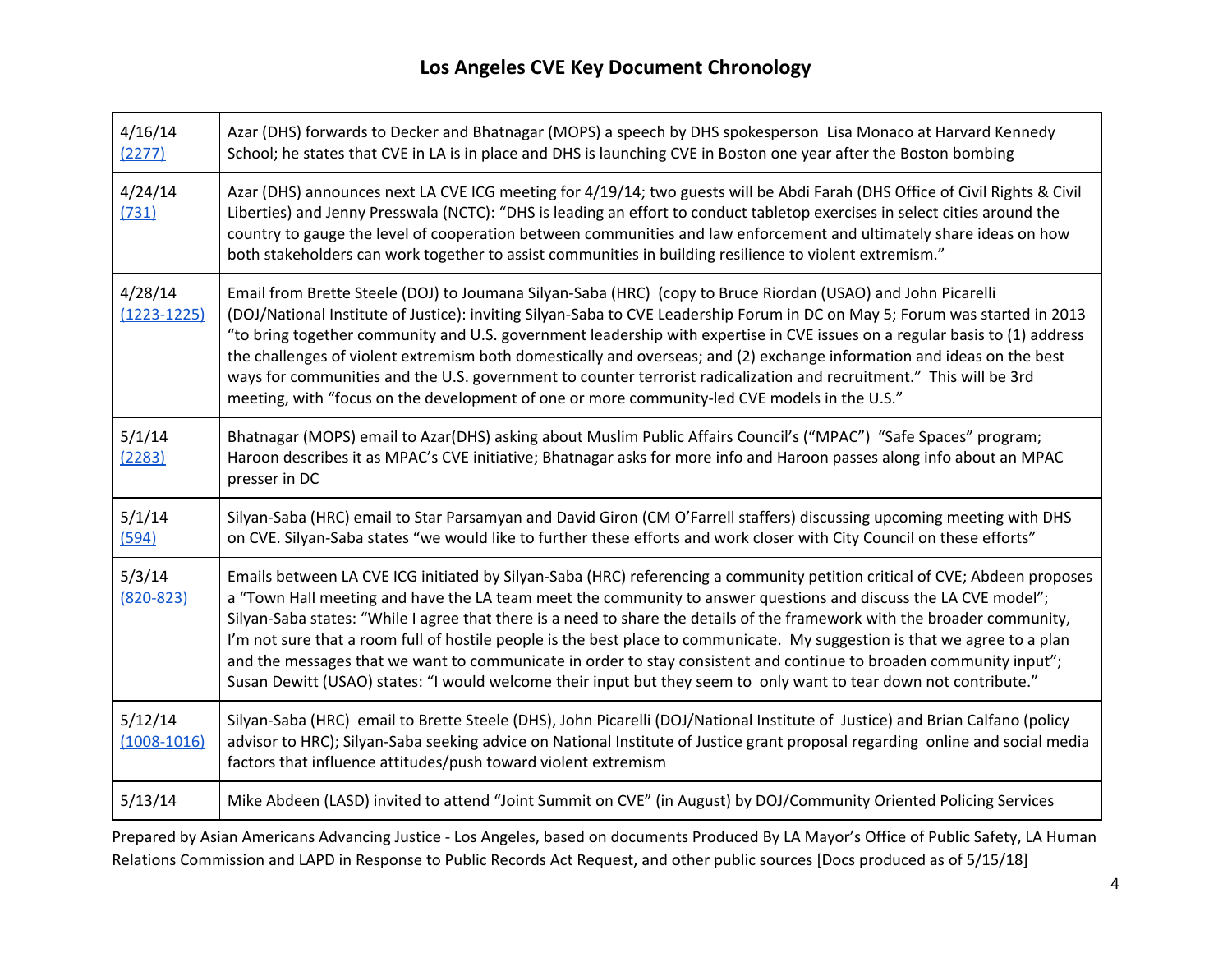# Los Angeles CVE Key Document Chronology

| | |
|---|---|
| 4/16/14 [(2277)](2277) | Azar (DHS) forwards to Decker and Bhatnagar (MOPS) a speech by DHS spokesperson Lisa Monaco at Harvard Kennedy School; he states that CVE in LA is in place and DHS is launching CVE in Boston one year after the Boston bombing |
| 4/24/14 [(731)](731) | Azar (DHS) announces next LA CVE ICG meeting for 4/19/14; two guests will be Abdi Farah (DHS Office of Civil Rights & Civil Liberties) and Jenny Presswala (NCTC): "DHS is leading an effort to conduct tabletop exercises in select cities around the country to gauge the level of cooperation between communities and law enforcement and ultimately share ideas on how both stakeholders can work together to assist communities in building resilience to violent extremism." |
| 4/28/14 [(1223-1225)](1223-1225) | Email from Brette Steele (DOJ) to Joumana Silyan-Saba (HRC) (copy to Bruce Riordan (USAO) and John Picarelli (DOJ/National Institute of Justice): inviting Silyan-Saba to CVE Leadership Forum in DC on May 5; Forum was started in 2013 "to bring together community and U.S. government leadership with expertise in CVE issues on a regular basis to (1) address the challenges of violent extremism both domestically and overseas; and (2) exchange information and ideas on the best ways for communities and the U.S. government to counter terrorist radicalization and recruitment." This will be 3rd meeting, with "focus on the development of one or more community-led CVE models in the U.S." |
| 5/1/14 [(2283)](2283) | Bhatnagar (MOPS) email to Azar(DHS) asking about Muslim Public Affairs Council's ("MPAC") "Safe Spaces" program; Haroon describes it as MPAC's CVE initiative; Bhatnagar asks for more info and Haroon passes along info about an MPAC presser in DC |
| 5/1/14 [(594)](594) | Silyan-Saba (HRC) email to Star Parsamyan and David Giron (CM O'Farrell staffers) discussing upcoming meeting with DHS on CVE. Silyan-Saba states "we would like to further these efforts and work closer with City Council on these efforts" |
| 5/3/14 [(820-823)](820-823) | Emails between LA CVE ICG initiated by Silyan-Saba (HRC) referencing a community petition critical of CVE; Abdeen proposes a "Town Hall meeting and have the LA team meet the community to answer questions and discuss the LA CVE model"; Silyan-Saba states: "While I agree that there is a need to share the details of the framework with the broader community, I'm not sure that a room full of hostile people is the best place to communicate. My suggestion is that we agree to a plan and the messages that we want to communicate in order to stay consistent and continue to broaden community input"; Susan Dewitt (USAO) states: "I would welcome their input but they seem to only want to tear down not contribute." |
| 5/12/14 [(1008-1016)](1008-1016) | Silyan-Saba (HRC) email to Brette Steele (DHS), John Picarelli (DOJ/National Institute of Justice) and Brian Calfano (policy advisor to HRC); Silyan-Saba seeking advice on National Institute of Justice grant proposal regarding online and social media factors that influence attitudes/push toward violent extremism |
| 5/13/14 | Mike Abdeen (LASD) invited to attend "Joint Summit on CVE" (in August) by DOJ/Community Oriented Policing Services |

Prepared by Asian Americans Advancing Justice - Los Angeles, based on documents Produced By LA Mayor's Office of Public Safety, LA Human Relations Commission and LAPD in Response to Public Records Act Request, and other public sources [Docs produced as of 5/15/18]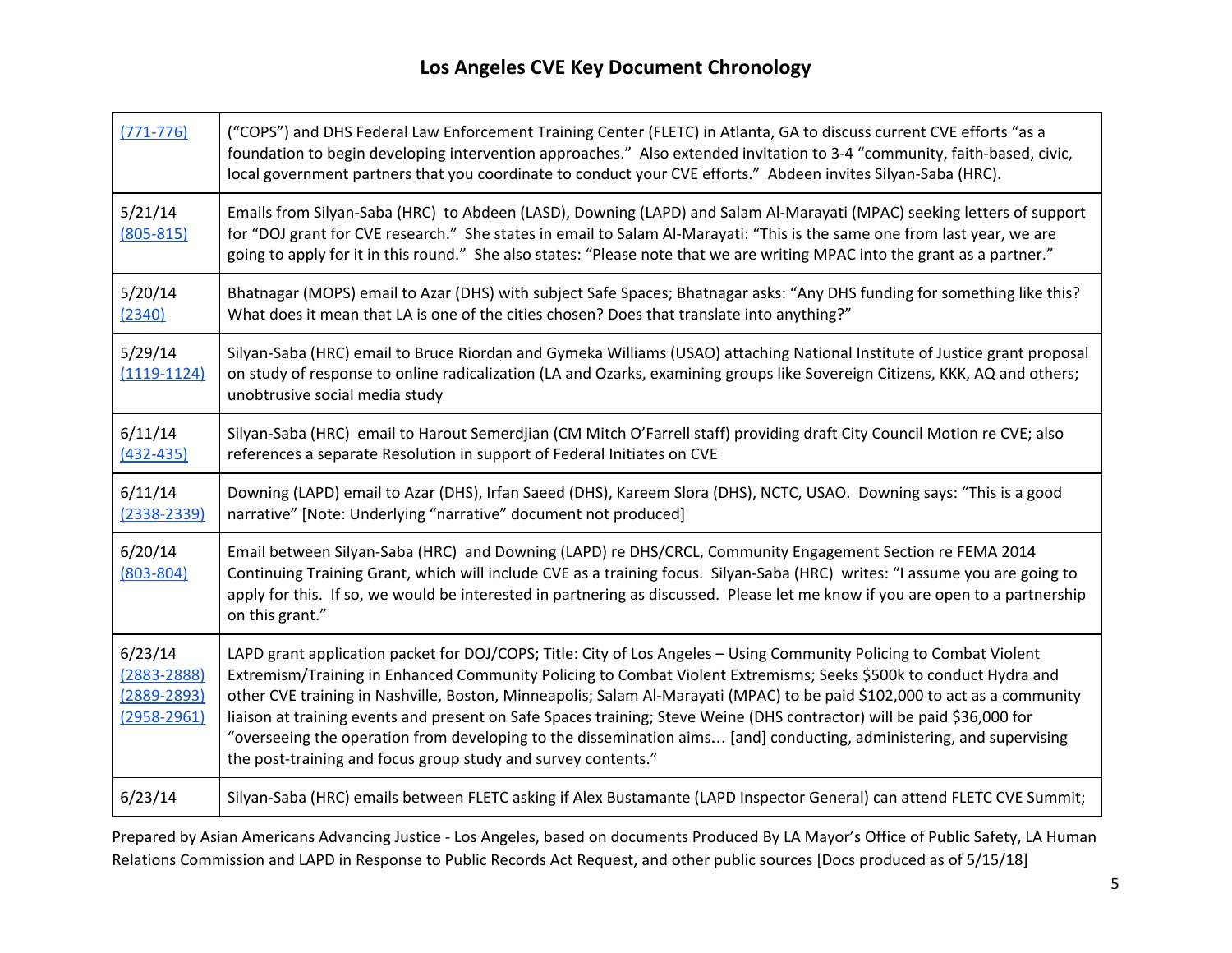# Los Angeles CVE Key Document Chronology

| | |
|---|---|
| (771-776) | ("COPS") and DHS Federal Law Enforcement Training Center (FLETC) in Atlanta, GA to discuss current CVE efforts "as a foundation to begin developing intervention approaches." Also extended invitation to 3-4 "community, faith-based, civic, local government partners that you coordinate to conduct your CVE efforts." Abdeen invites Silyan-Saba (HRC). |
| 5/21/14 (805-815) | Emails from Silyan-Saba (HRC) to Abdeen (LASD), Downing (LAPD) and Salam Al-Marayati (MPAC) seeking letters of support for "DOJ grant for CVE research." She states in email to Salam Al-Marayati: "This is the same one from last year, we are going to apply for it in this round." She also states: "Please note that we are writing MPAC into the grant as a partner." |
| 5/20/14 (2340) | Bhatnagar (MOPS) email to Azar (DHS) with subject Safe Spaces; Bhatnagar asks: "Any DHS funding for something like this? What does it mean that LA is one of the cities chosen? Does that translate into anything?" |
| 5/29/14 (1119-1124) | Silyan-Saba (HRC) email to Bruce Riordan and Gymeka Williams (USAO) attaching National Institute of Justice grant proposal on study of response to online radicalization (LA and Ozarks, examining groups like Sovereign Citizens, KKK, AQ and others; unobtrusive social media study |
| 6/11/14 (432-435) | Silyan-Saba (HRC) email to Harout Semerdjian (CM Mitch O'Farrell staff) providing draft City Council Motion re CVE; also references a separate Resolution in support of Federal Initiates on CVE |
| 6/11/14 (2338-2339) | Downing (LAPD) email to Azar (DHS), Irfan Saeed (DHS), Kareem Slora (DHS), NCTC, USAO. Downing says: "This is a good narrative" [Note: Underlying "narrative" document not produced] |
| 6/20/14 (803-804) | Email between Silyan-Saba (HRC) and Downing (LAPD) re DHS/CRCL, Community Engagement Section re FEMA 2014 Continuing Training Grant, which will include CVE as a training focus. Silyan-Saba (HRC) writes: "I assume you are going to apply for this. If so, we would be interested in partnering as discussed. Please let me know if you are open to a partnership on this grant." |
| 6/23/14 (2883-2888) (2889-2893) (2958-2961) | LAPD grant application packet for DOJ/COPS; Title: City of Los Angeles – Using Community Policing to Combat Violent Extremism/Training in Enhanced Community Policing to Combat Violent Extremisms; Seeks $500k to conduct Hydra and other CVE training in Nashville, Boston, Minneapolis; Salam Al-Marayati (MPAC) to be paid $102,000 to act as a community liaison at training events and present on Safe Spaces training; Steve Weine (DHS contractor) will be paid $36,000 for "overseeing the operation from developing to the dissemination aims… [and] conducting, administering, and supervising the post-training and focus group study and survey contents." |
| 6/23/14 | Silyan-Saba (HRC) emails between FLETC asking if Alex Bustamante (LAPD Inspector General) can attend FLETC CVE Summit; |

Prepared by Asian Americans Advancing Justice - Los Angeles, based on documents Produced By LA Mayor's Office of Public Safety, LA Human Relations Commission and LAPD in Response to Public Records Act Request, and other public sources [Docs produced as of 5/15/18]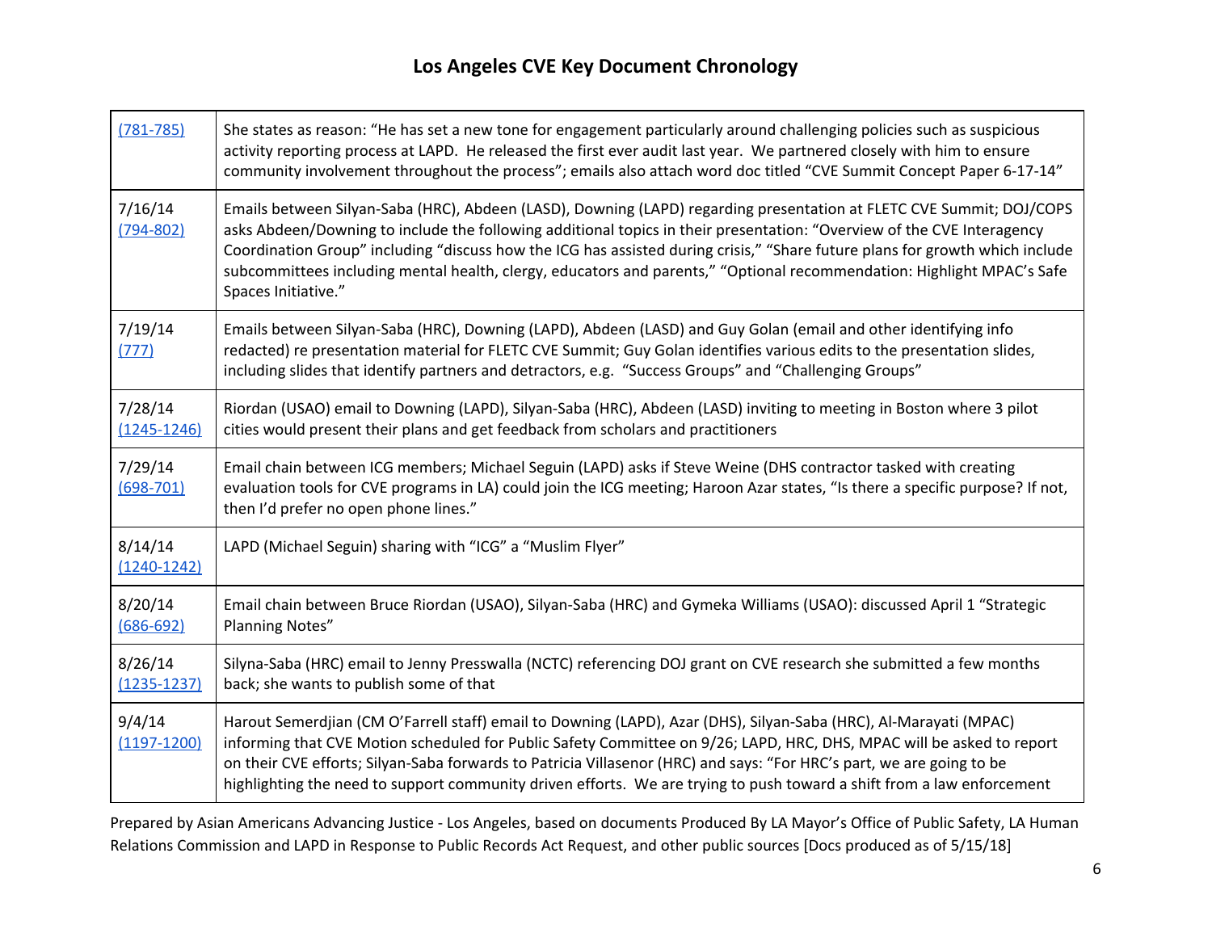# Los Angeles CVE Key Document Chronology

| | |
|---|---|
| (781-785) | She states as reason: "He has set a new tone for engagement particularly around challenging policies such as suspicious activity reporting process at LAPD. He released the first ever audit last year. We partnered closely with him to ensure community involvement throughout the process"; emails also attach word doc titled "CVE Summit Concept Paper 6-17-14" |
| 7/16/14 (794-802) | Emails between Silyan-Saba (HRC), Abdeen (LASD), Downing (LAPD) regarding presentation at FLETC CVE Summit; DOJ/COPS asks Abdeen/Downing to include the following additional topics in their presentation: "Overview of the CVE Interagency Coordination Group" including "discuss how the ICG has assisted during crisis," "Share future plans for growth which include subcommittees including mental health, clergy, educators and parents," "Optional recommendation: Highlight MPAC's Safe Spaces Initiative." |
| 7/19/14 (777) | Emails between Silyan-Saba (HRC), Downing (LAPD), Abdeen (LASD) and Guy Golan (email and other identifying info redacted) re presentation material for FLETC CVE Summit; Guy Golan identifies various edits to the presentation slides, including slides that identify partners and detractors, e.g. "Success Groups" and "Challenging Groups" |
| 7/28/14 (1245-1246) | Riordan (USAO) email to Downing (LAPD), Silyan-Saba (HRC), Abdeen (LASD) inviting to meeting in Boston where 3 pilot cities would present their plans and get feedback from scholars and practitioners |
| 7/29/14 (698-701) | Email chain between ICG members; Michael Seguin (LAPD) asks if Steve Weine (DHS contractor tasked with creating evaluation tools for CVE programs in LA) could join the ICG meeting; Haroon Azar states, "Is there a specific purpose? If not, then I'd prefer no open phone lines." |
| 8/14/14 (1240-1242) | LAPD (Michael Seguin) sharing with "ICG" a "Muslim Flyer" |
| 8/20/14 (686-692) | Email chain between Bruce Riordan (USAO), Silyan-Saba (HRC) and Gymeka Williams (USAO): discussed April 1 "Strategic Planning Notes" |
| 8/26/14 (1235-1237) | Silyna-Saba (HRC) email to Jenny Presswalla (NCTC) referencing DOJ grant on CVE research she submitted a few months back; she wants to publish some of that |
| 9/4/14 (1197-1200) | Harout Semerdjian (CM O'Farrell staff) email to Downing (LAPD), Azar (DHS), Silyan-Saba (HRC), Al-Marayati (MPAC) informing that CVE Motion scheduled for Public Safety Committee on 9/26; LAPD, HRC, DHS, MPAC will be asked to report on their CVE efforts; Silyan-Saba forwards to Patricia Villasenor (HRC) and says: "For HRC's part, we are going to be highlighting the need to support community driven efforts. We are trying to push toward a shift from a law enforcement |

Prepared by Asian Americans Advancing Justice - Los Angeles, based on documents Produced By LA Mayor's Office of Public Safety, LA Human Relations Commission and LAPD in Response to Public Records Act Request, and other public sources [Docs produced as of 5/15/18]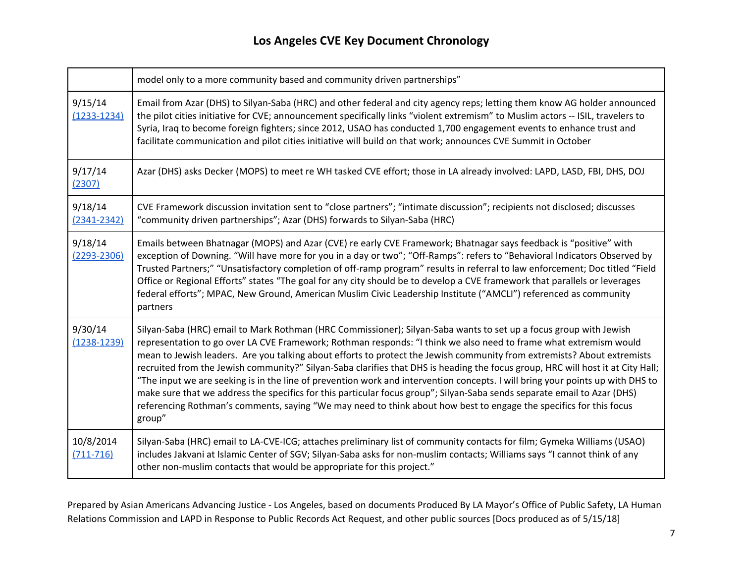| | |
|---|---|
| | model only to a more community based and community driven partnerships" |
| 9/15/14 [(1233-1234)]() | Email from Azar (DHS) to Silyan-Saba (HRC) and other federal and city agency reps; letting them know AG holder announced the pilot cities initiative for CVE; announcement specifically links "violent extremism" to Muslim actors -- ISIL, travelers to Syria, Iraq to become foreign fighters; since 2012, USAO has conducted 1,700 engagement events to enhance trust and facilitate communication and pilot cities initiative will build on that work; announces CVE Summit in October |
| 9/17/14 [(2307)]() | Azar (DHS) asks Decker (MOPS) to meet re WH tasked CVE effort; those in LA already involved: LAPD, LASD, FBI, DHS, DOJ |
| 9/18/14 [(2341-2342)]() | CVE Framework discussion invitation sent to "close partners"; "intimate discussion"; recipients not disclosed; discusses "community driven partnerships"; Azar (DHS) forwards to Silyan-Saba (HRC) |
| 9/18/14 [(2293-2306)]() | Emails between Bhatnagar (MOPS) and Azar (CVE) re early CVE Framework; Bhatnagar says feedback is "positive" with exception of Downing. "Will have more for you in a day or two"; "Off-Ramps": refers to "Behavioral Indicators Observed by Trusted Partners;" "Unsatisfactory completion of off-ramp program" results in referral to law enforcement; Doc titled "Field Office or Regional Efforts" states "The goal for any city should be to develop a CVE framework that parallels or leverages federal efforts"; MPAC, New Ground, American Muslim Civic Leadership Institute ("AMCLI") referenced as community partners |
| 9/30/14 [(1238-1239)]() | Silyan-Saba (HRC) email to Mark Rothman (HRC Commissioner); Silyan-Saba wants to set up a focus group with Jewish representation to go over LA CVE Framework; Rothman responds: "I think we also need to frame what extremism would mean to Jewish leaders. Are you talking about efforts to protect the Jewish community from extremists? About extremists recruited from the Jewish community?" Silyan-Saba clarifies that DHS is heading the focus group, HRC will host it at City Hall; "The input we are seeking is in the line of prevention work and intervention concepts. I will bring your points up with DHS to make sure that we address the specifics for this particular focus group"; Silyan-Saba sends separate email to Azar (DHS) referencing Rothman's comments, saying "We may need to think about how best to engage the specifics for this focus group" |
| 10/8/2014 [(711-716)]() | Silyan-Saba (HRC) email to LA-CVE-ICG; attaches preliminary list of community contacts for film; Gymeka Williams (USAO) includes Jakvani at Islamic Center of SGV; Silyan-Saba asks for non-muslim contacts; Williams says "I cannot think of any other non-muslim contacts that would be appropriate for this project." |

Prepared by Asian Americans Advancing Justice - Los Angeles, based on documents Produced By LA Mayor's Office of Public Safety, LA Human Relations Commission and LAPD in Response to Public Records Act Request, and other public sources [Docs produced as of 5/15/18]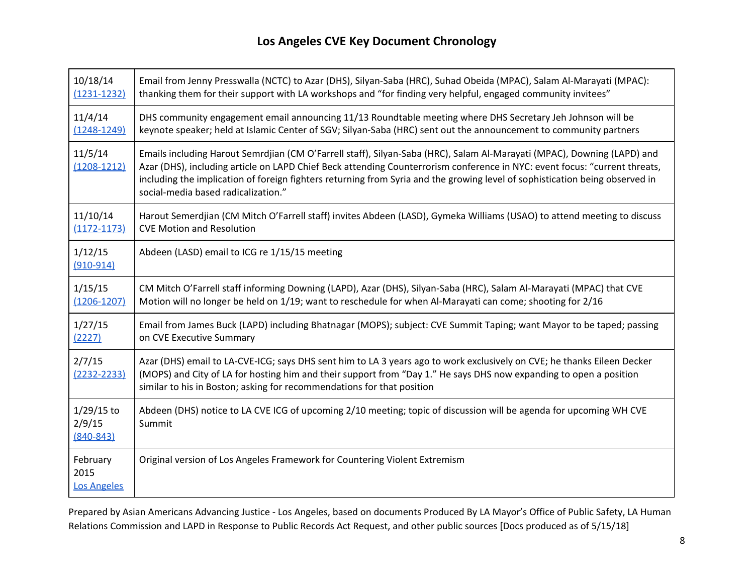# Los Angeles CVE Key Document Chronology

| | |
|---|---|
| 10/18/14 (1231-1232) | Email from Jenny Presswalla (NCTC) to Azar (DHS), Silyan-Saba (HRC), Suhad Obeida (MPAC), Salam Al-Marayati (MPAC): thanking them for their support with LA workshops and "for finding very helpful, engaged community invitees" |
| 11/4/14 (1248-1249) | DHS community engagement email announcing 11/13 Roundtable meeting where DHS Secretary Jeh Johnson will be keynote speaker; held at Islamic Center of SGV; Silyan-Saba (HRC) sent out the announcement to community partners |
| 11/5/14 (1208-1212) | Emails including Harout Semrdjian (CM O'Farrell staff), Silyan-Saba (HRC), Salam Al-Marayati (MPAC), Downing (LAPD) and Azar (DHS), including article on LAPD Chief Beck attending Counterrorism conference in NYC: event focus: "current threats, including the implication of foreign fighters returning from Syria and the growing level of sophistication being observed in social-media based radicalization." |
| 11/10/14 (1172-1173) | Harout Semerdjian (CM Mitch O'Farrell staff) invites Abdeen (LASD), Gymeka Williams (USAO) to attend meeting to discuss CVE Motion and Resolution |
| 1/12/15 (910-914) | Abdeen (LASD) email to ICG re 1/15/15 meeting |
| 1/15/15 (1206-1207) | CM Mitch O'Farrell staff informing Downing (LAPD), Azar (DHS), Silyan-Saba (HRC), Salam Al-Marayati (MPAC) that CVE Motion will no longer be held on 1/19; want to reschedule for when Al-Marayati can come; shooting for 2/16 |
| 1/27/15 (2227) | Email from James Buck (LAPD) including Bhatnagar (MOPS); subject: CVE Summit Taping; want Mayor to be taped; passing on CVE Executive Summary |
| 2/7/15 (2232-2233) | Azar (DHS) email to LA-CVE-ICG; says DHS sent him to LA 3 years ago to work exclusively on CVE; he thanks Eileen Decker (MOPS) and City of LA for hosting him and their support from "Day 1." He says DHS now expanding to open a position similar to his in Boston; asking for recommendations for that position |
| 1/29/15 to 2/9/15 (840-843) | Abdeen (DHS) notice to LA CVE ICG of upcoming 2/10 meeting; topic of discussion will be agenda for upcoming WH CVE Summit |
| February 2015 Los Angeles | Original version of Los Angeles Framework for Countering Violent Extremism |

Prepared by Asian Americans Advancing Justice - Los Angeles, based on documents Produced By LA Mayor's Office of Public Safety, LA Human Relations Commission and LAPD in Response to Public Records Act Request, and other public sources [Docs produced as of 5/15/18]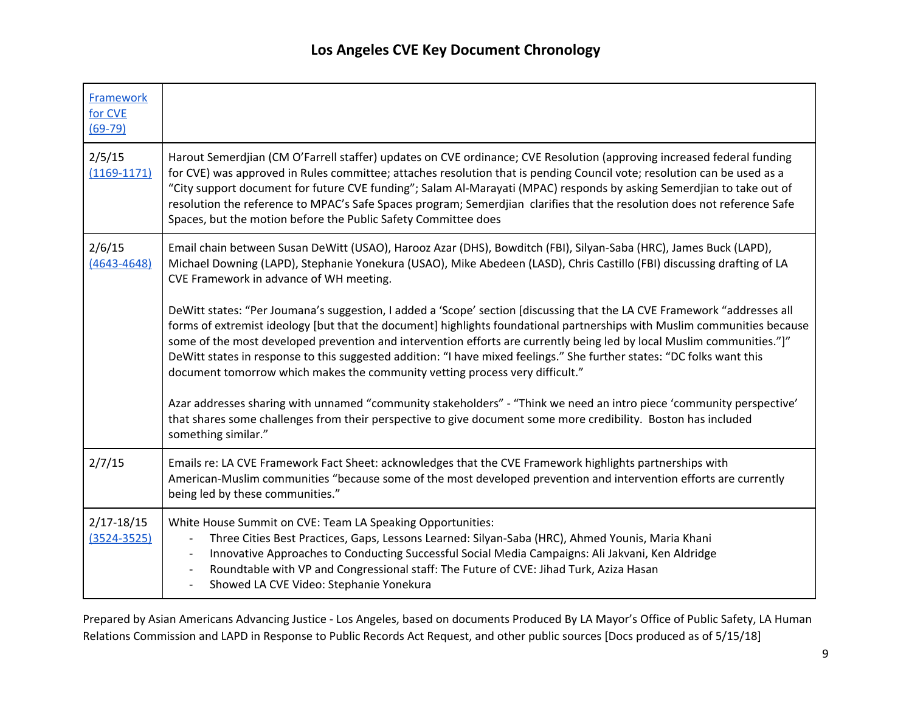# Los Angeles CVE Key Document Chronology

| | |
|---|---|
| Framework for CVE (69-79) | |
| 2/5/15 (1169-1171) | Harout Semerdjian (CM O'Farrell staffer) updates on CVE ordinance; CVE Resolution (approving increased federal funding for CVE) was approved in Rules committee; attaches resolution that is pending Council vote; resolution can be used as a "City support document for future CVE funding"; Salam Al-Marayati (MPAC) responds by asking Semerdjian to take out of resolution the reference to MPAC's Safe Spaces program; Semerdjian clarifies that the resolution does not reference Safe Spaces, but the motion before the Public Safety Committee does |
| 2/6/15 (4643-4648) | Email chain between Susan DeWitt (USAO), Harooz Azar (DHS), Bowditch (FBI), Silyan-Saba (HRC), James Buck (LAPD), Michael Downing (LAPD), Stephanie Yonekura (USAO), Mike Abedeen (LASD), Chris Castillo (FBI) discussing drafting of LA CVE Framework in advance of WH meeting.<br><br>DeWitt states: "Per Joumana's suggestion, I added a 'Scope' section [discussing that the LA CVE Framework "addresses all forms of extremist ideology [but that the document] highlights foundational partnerships with Muslim communities because some of the most developed prevention and intervention efforts are currently being led by local Muslim communities."]" DeWitt states in response to this suggested addition: "I have mixed feelings." She further states: "DC folks want this document tomorrow which makes the community vetting process very difficult."<br><br>Azar addresses sharing with unnamed "community stakeholders" - "Think we need an intro piece 'community perspective' that shares some challenges from their perspective to give document some more credibility. Boston has included something similar." |
| 2/7/15 | Emails re: LA CVE Framework Fact Sheet: acknowledges that the CVE Framework highlights partnerships with American-Muslim communities "because some of the most developed prevention and intervention efforts are currently being led by these communities." |
| 2/17-18/15 (3524-3525) | White House Summit on CVE: Team LA Speaking Opportunities:<br>- Three Cities Best Practices, Gaps, Lessons Learned: Silyan-Saba (HRC), Ahmed Younis, Maria Khani<br>- Innovative Approaches to Conducting Successful Social Media Campaigns: Ali Jakvani, Ken Aldridge<br>- Roundtable with VP and Congressional staff: The Future of CVE: Jihad Turk, Aziza Hasan<br>- Showed LA CVE Video: Stephanie Yonekura |

Prepared by Asian Americans Advancing Justice - Los Angeles, based on documents Produced By LA Mayor's Office of Public Safety, LA Human Relations Commission and LAPD in Response to Public Records Act Request, and other public sources [Docs produced as of 5/15/18]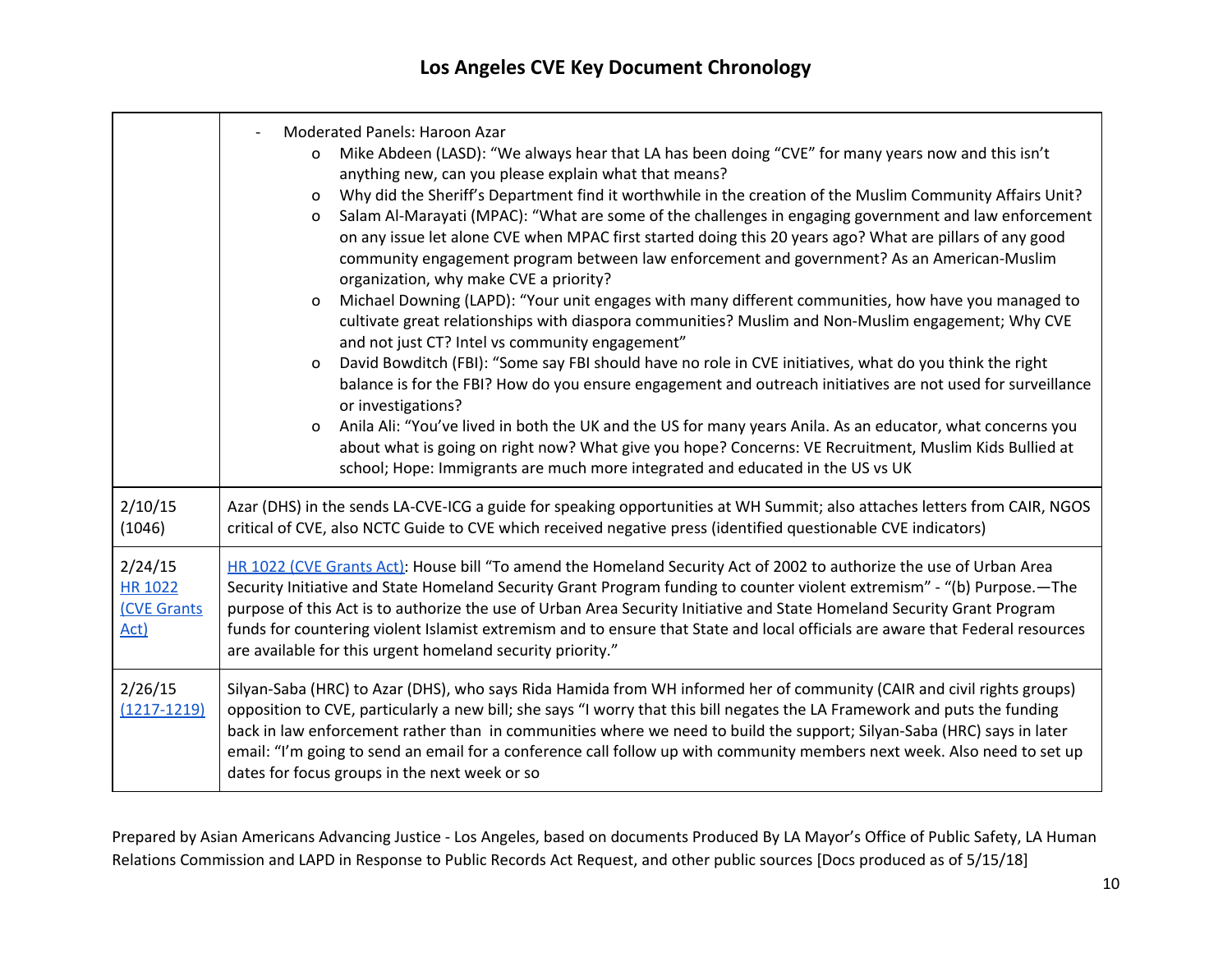## Los Angeles CVE Key Document Chronology

| | |
|---|---|
| | - Moderated Panels: Haroon Azar<br>o Mike Abdeen (LASD): "We always hear that LA has been doing "CVE" for many years now and this isn't anything new, can you please explain what that means?<br>o Why did the Sheriff's Department find it worthwhile in the creation of the Muslim Community Affairs Unit?<br>o Salam Al-Marayati (MPAC): "What are some of the challenges in engaging government and law enforcement on any issue let alone CVE when MPAC first started doing this 20 years ago? What are pillars of any good community engagement program between law enforcement and government? As an American-Muslim organization, why make CVE a priority?<br>o Michael Downing (LAPD): "Your unit engages with many different communities, how have you managed to cultivate great relationships with diaspora communities? Muslim and Non-Muslim engagement; Why CVE and not just CT? Intel vs community engagement"<br>o David Bowditch (FBI): "Some say FBI should have no role in CVE initiatives, what do you think the right balance is for the FBI? How do you ensure engagement and outreach initiatives are not used for surveillance or investigations?<br>o Anila Ali: "You've lived in both the UK and the US for many years Anila. As an educator, what concerns you about what is going on right now? What give you hope? Concerns: VE Recruitment, Muslim Kids Bullied at school; Hope: Immigrants are much more integrated and educated in the US vs UK |
| 2/10/15 (1046) | Azar (DHS) in the sends LA-CVE-ICG a guide for speaking opportunities at WH Summit; also attaches letters from CAIR, NGOS critical of CVE, also NCTC Guide to CVE which received negative press (identified questionable CVE indicators) |
| 2/24/15 [HR 1022 (CVE Grants Act)] | [HR 1022 (CVE Grants Act)]: House bill "To amend the Homeland Security Act of 2002 to authorize the use of Urban Area Security Initiative and State Homeland Security Grant Program funding to counter violent extremism" - "(b) Purpose.—The purpose of this Act is to authorize the use of Urban Area Security Initiative and State Homeland Security Grant Program funds for countering violent Islamist extremism and to ensure that State and local officials are aware that Federal resources are available for this urgent homeland security priority." |
| 2/26/15 (1217-1219) | Silyan-Saba (HRC) to Azar (DHS), who says Rida Hamida from WH informed her of community (CAIR and civil rights groups) opposition to CVE, particularly a new bill; she says "I worry that this bill negates the LA Framework and puts the funding back in law enforcement rather than in communities where we need to build the support; Silyan-Saba (HRC) says in later email: "I'm going to send an email for a conference call follow up with community members next week. Also need to set up dates for focus groups in the next week or so |

Prepared by Asian Americans Advancing Justice - Los Angeles, based on documents Produced By LA Mayor's Office of Public Safety, LA Human Relations Commission and LAPD in Response to Public Records Act Request, and other public sources [Docs produced as of 5/15/18]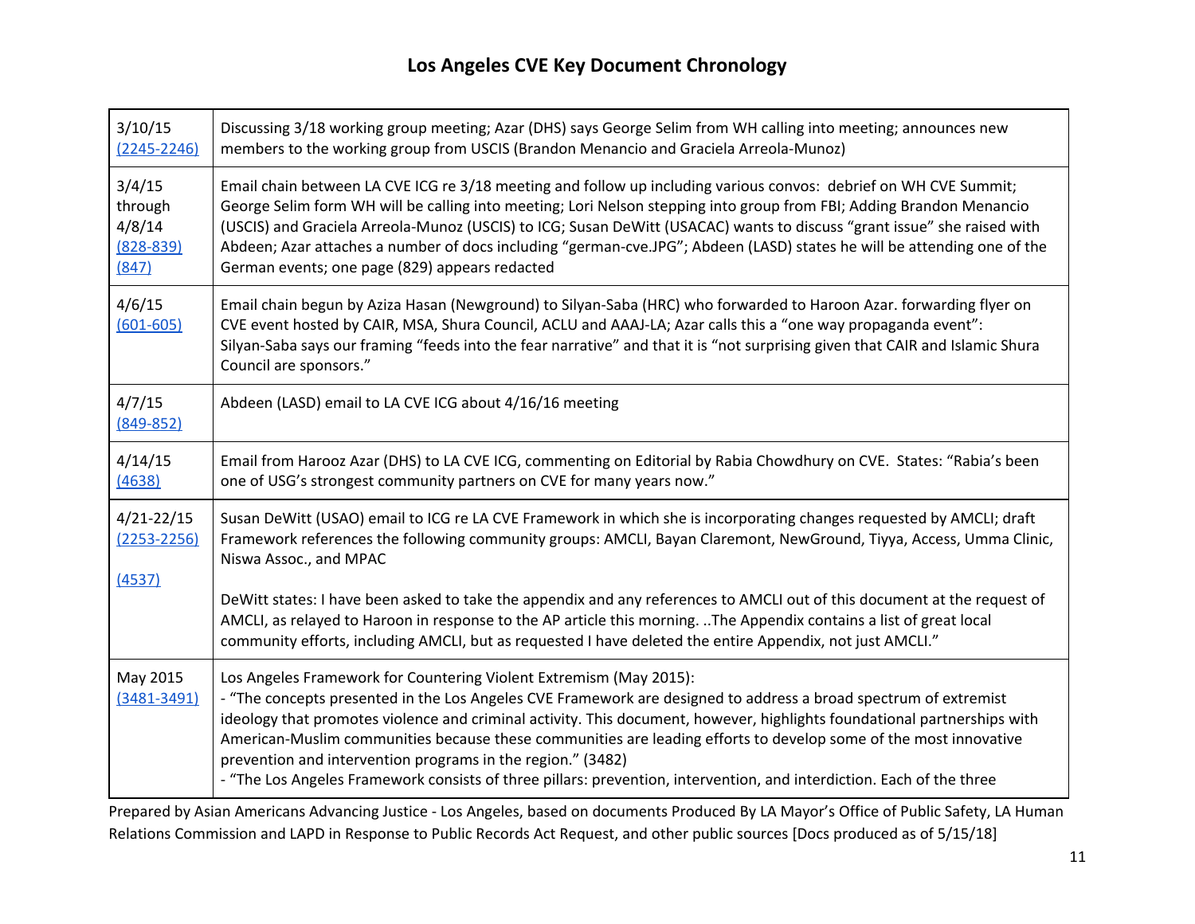# Los Angeles CVE Key Document Chronology

| Date | Description |
|---|---|
| 3/10/15 (2245-2246) | Discussing 3/18 working group meeting; Azar (DHS) says George Selim from WH calling into meeting; announces new members to the working group from USCIS (Brandon Menancio and Graciela Arreola-Munoz) |
| 3/4/15 through 4/8/14 (828-839) (847) | Email chain between LA CVE ICG re 3/18 meeting and follow up including various convos: debrief on WH CVE Summit; George Selim form WH will be calling into meeting; Lori Nelson stepping into group from FBI; Adding Brandon Menancio (USCIS) and Graciela Arreola-Munoz (USCIS) to ICG; Susan DeWitt (USACAC) wants to discuss "grant issue" she raised with Abdeen; Azar attaches a number of docs including "german-cve.JPG"; Abdeen (LASD) states he will be attending one of the German events; one page (829) appears redacted |
| 4/6/15 (601-605) | Email chain begun by Aziza Hasan (Newground) to Silyan-Saba (HRC) who forwarded to Haroon Azar. forwarding flyer on CVE event hosted by CAIR, MSA, Shura Council, ACLU and AAAJ-LA; Azar calls this a "one way propaganda event": Silyan-Saba says our framing "feeds into the fear narrative" and that it is "not surprising given that CAIR and Islamic Shura Council are sponsors." |
| 4/7/15 (849-852) | Abdeen (LASD) email to LA CVE ICG about 4/16/16 meeting |
| 4/14/15 (4638) | Email from Harooz Azar (DHS) to LA CVE ICG, commenting on Editorial by Rabia Chowdhury on CVE. States: "Rabia's been one of USG's strongest community partners on CVE for many years now." |
| 4/21-22/15 (2253-2256) (4537) | Susan DeWitt (USAO) email to ICG re LA CVE Framework in which she is incorporating changes requested by AMCLI; draft Framework references the following community groups: AMCLI, Bayan Claremont, NewGround, Tiyya, Access, Umma Clinic, Niswa Assoc., and MPAC<br><br>DeWitt states: I have been asked to take the appendix and any references to AMCLI out of this document at the request of AMCLI, as relayed to Haroon in response to the AP article this morning. ..The Appendix contains a list of great local community efforts, including AMCLI, but as requested I have deleted the entire Appendix, not just AMCLI." |
| May 2015 (3481-3491) | Los Angeles Framework for Countering Violent Extremism (May 2015):<br>- "The concepts presented in the Los Angeles CVE Framework are designed to address a broad spectrum of extremist ideology that promotes violence and criminal activity. This document, however, highlights foundational partnerships with American-Muslim communities because these communities are leading efforts to develop some of the most innovative prevention and intervention programs in the region." (3482)<br>- "The Los Angeles Framework consists of three pillars: prevention, intervention, and interdiction. Each of the three |

Prepared by Asian Americans Advancing Justice - Los Angeles, based on documents Produced By LA Mayor's Office of Public Safety, LA Human Relations Commission and LAPD in Response to Public Records Act Request, and other public sources [Docs produced as of 5/15/18]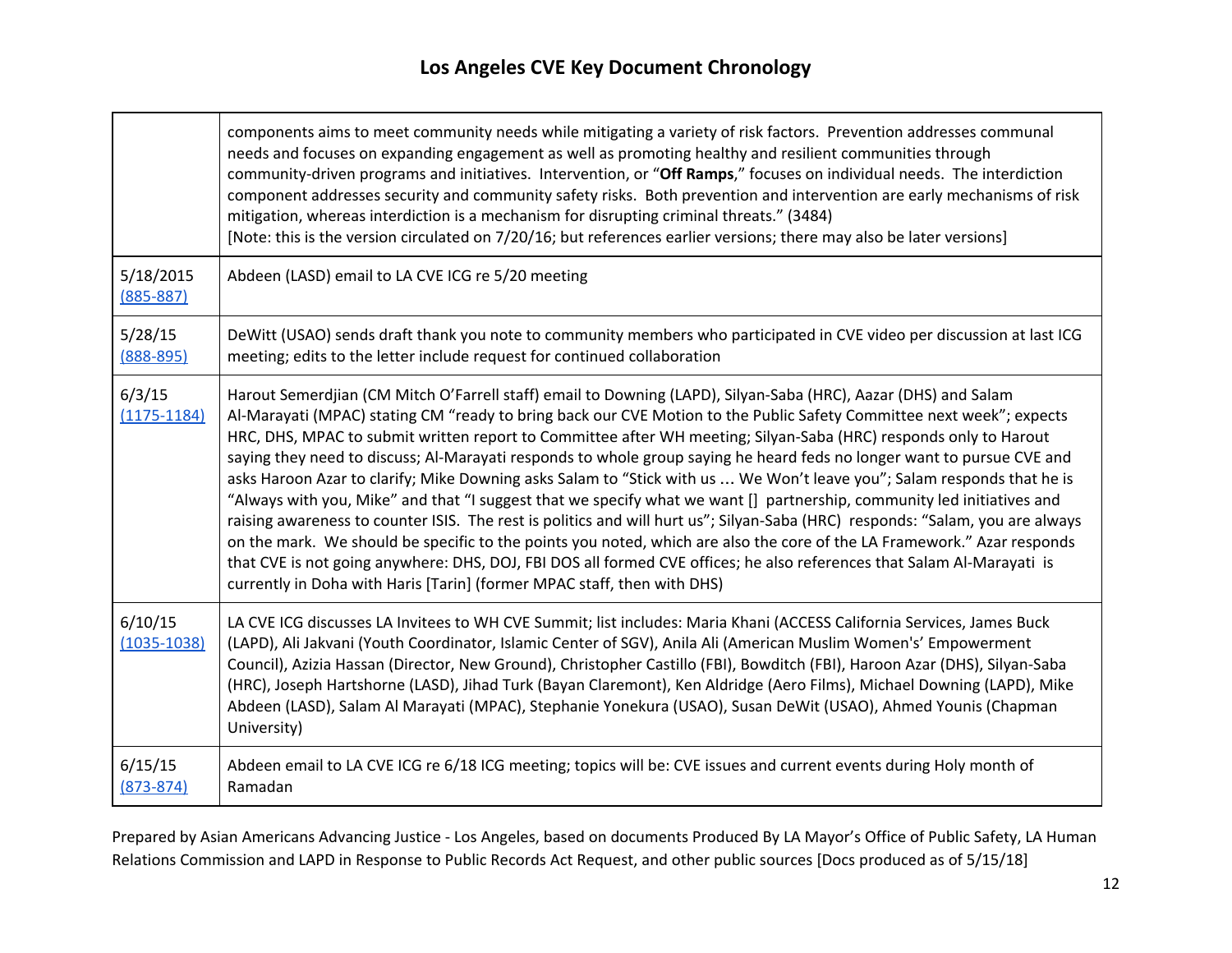# Los Angeles CVE Key Document Chronology

| | |
|---|---|
| | components aims to meet community needs while mitigating a variety of risk factors. Prevention addresses communal needs and focuses on expanding engagement as well as promoting healthy and resilient communities through community-driven programs and initiatives. Intervention, or "**Off Ramps**," focuses on individual needs. The interdiction component addresses security and community safety risks. Both prevention and intervention are early mechanisms of risk mitigation, whereas interdiction is a mechanism for disrupting criminal threats." (3484)<br>[Note: this is the version circulated on 7/20/16; but references earlier versions; there may also be later versions] |
| 5/18/2015 (885-887) | Abdeen (LASD) email to LA CVE ICG re 5/20 meeting |
| 5/28/15 (888-895) | DeWitt (USAO) sends draft thank you note to community members who participated in CVE video per discussion at last ICG meeting; edits to the letter include request for continued collaboration |
| 6/3/15 (1175-1184) | Harout Semerdjian (CM Mitch O'Farrell staff) email to Downing (LAPD), Silyan-Saba (HRC), Aazar (DHS) and Salam Al-Marayati (MPAC) stating CM "ready to bring back our CVE Motion to the Public Safety Committee next week"; expects HRC, DHS, MPAC to submit written report to Committee after WH meeting; Silyan-Saba (HRC) responds only to Harout saying they need to discuss; Al-Marayati responds to whole group saying he heard feds no longer want to pursue CVE and asks Haroon Azar to clarify; Mike Downing asks Salam to "Stick with us … We Won't leave you"; Salam responds that he is "Always with you, Mike" and that "I suggest that we specify what we want [] partnership, community led initiatives and raising awareness to counter ISIS. The rest is politics and will hurt us"; Silyan-Saba (HRC) responds: "Salam, you are always on the mark. We should be specific to the points you noted, which are also the core of the LA Framework." Azar responds that CVE is not going anywhere: DHS, DOJ, FBI DOS all formed CVE offices; he also references that Salam Al-Marayati is currently in Doha with Haris [Tarin] (former MPAC staff, then with DHS) |
| 6/10/15 (1035-1038) | LA CVE ICG discusses LA Invitees to WH CVE Summit; list includes: Maria Khani (ACCESS California Services, James Buck (LAPD), Ali Jakvani (Youth Coordinator, Islamic Center of SGV), Anila Ali (American Muslim Women's' Empowerment Council), Azizia Hassan (Director, New Ground), Christopher Castillo (FBI), Bowditch (FBI), Haroon Azar (DHS), Silyan-Saba (HRC), Joseph Hartshorne (LASD), Jihad Turk (Bayan Claremont), Ken Aldridge (Aero Films), Michael Downing (LAPD), Mike Abdeen (LASD), Salam Al Marayati (MPAC), Stephanie Yonekura (USAO), Susan DeWit (USAO), Ahmed Younis (Chapman University) |
| 6/15/15 (873-874) | Abdeen email to LA CVE ICG re 6/18 ICG meeting; topics will be: CVE issues and current events during Holy month of Ramadan |

Prepared by Asian Americans Advancing Justice - Los Angeles, based on documents Produced By LA Mayor's Office of Public Safety, LA Human Relations Commission and LAPD in Response to Public Records Act Request, and other public sources [Docs produced as of 5/15/18]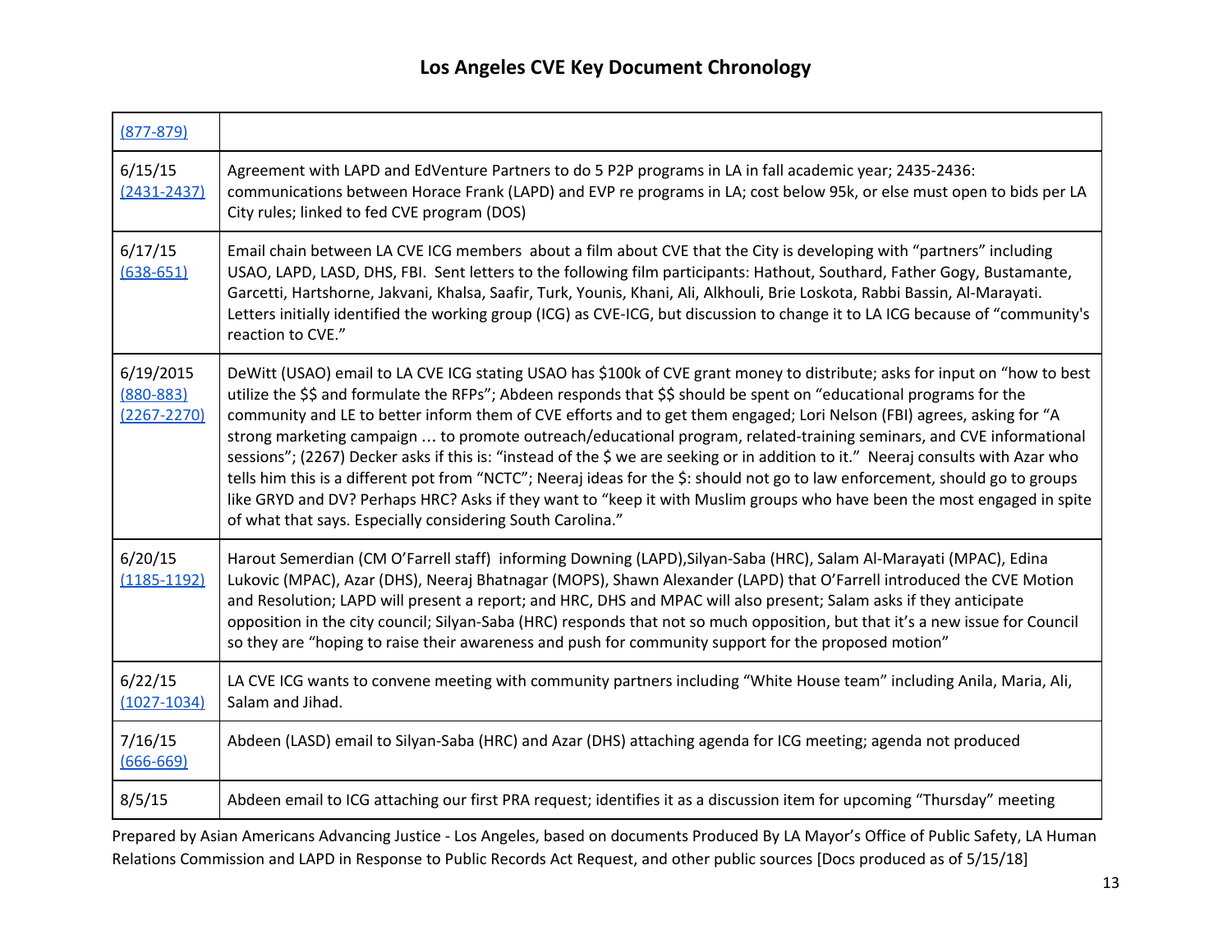# Los Angeles CVE Key Document Chronology

| | |
|---|---|
| (877-879) | |
| 6/15/15 (2431-2437) | Agreement with LAPD and EdVenture Partners to do 5 P2P programs in LA in fall academic year; 2435-2436: communications between Horace Frank (LAPD) and EVP re programs in LA; cost below 95k, or else must open to bids per LA City rules; linked to fed CVE program (DOS) |
| 6/17/15 (638-651) | Email chain between LA CVE ICG members about a film about CVE that the City is developing with "partners" including USAO, LAPD, LASD, DHS, FBI. Sent letters to the following film participants: Hathout, Southard, Father Gogy, Bustamante, Garcetti, Hartshorne, Jakvani, Khalsa, Saafir, Turk, Younis, Khani, Ali, Alkhouli, Brie Loskota, Rabbi Bassin, Al-Marayati. Letters initially identified the working group (ICG) as CVE-ICG, but discussion to change it to LA ICG because of "community's reaction to CVE." |
| 6/19/2015 (880-883) (2267-2270) | DeWitt (USAO) email to LA CVE ICG stating USAO has $100k of CVE grant money to distribute; asks for input on "how to best utilize the $$ and formulate the RFPs"; Abdeen responds that $$ should be spent on "educational programs for the community and LE to better inform them of CVE efforts and to get them engaged; Lori Nelson (FBI) agrees, asking for "A strong marketing campaign … to promote outreach/educational program, related-training seminars, and CVE informational sessions"; (2267) Decker asks if this is: "instead of the $ we are seeking or in addition to it." Neeraj consults with Azar who tells him this is a different pot from "NCTC"; Neeraj ideas for the $: should not go to law enforcement, should go to groups like GRYD and DV? Perhaps HRC? Asks if they want to "keep it with Muslim groups who have been the most engaged in spite of what that says. Especially considering South Carolina." |
| 6/20/15 (1185-1192) | Harout Semerdian (CM O'Farrell staff) informing Downing (LAPD),Silyan-Saba (HRC), Salam Al-Marayati (MPAC), Edina Lukovic (MPAC), Azar (DHS), Neeraj Bhatnagar (MOPS), Shawn Alexander (LAPD) that O'Farrell introduced the CVE Motion and Resolution; LAPD will present a report; and HRC, DHS and MPAC will also present; Salam asks if they anticipate opposition in the city council; Silyan-Saba (HRC) responds that not so much opposition, but that it's a new issue for Council so they are "hoping to raise their awareness and push for community support for the proposed motion" |
| 6/22/15 (1027-1034) | LA CVE ICG wants to convene meeting with community partners including "White House team" including Anila, Maria, Ali, Salam and Jihad. |
| 7/16/15 (666-669) | Abdeen (LASD) email to Silyan-Saba (HRC) and Azar (DHS) attaching agenda for ICG meeting; agenda not produced |
| 8/5/15 | Abdeen email to ICG attaching our first PRA request; identifies it as a discussion item for upcoming "Thursday" meeting |

Prepared by Asian Americans Advancing Justice - Los Angeles, based on documents Produced By LA Mayor's Office of Public Safety, LA Human Relations Commission and LAPD in Response to Public Records Act Request, and other public sources [Docs produced as of 5/15/18]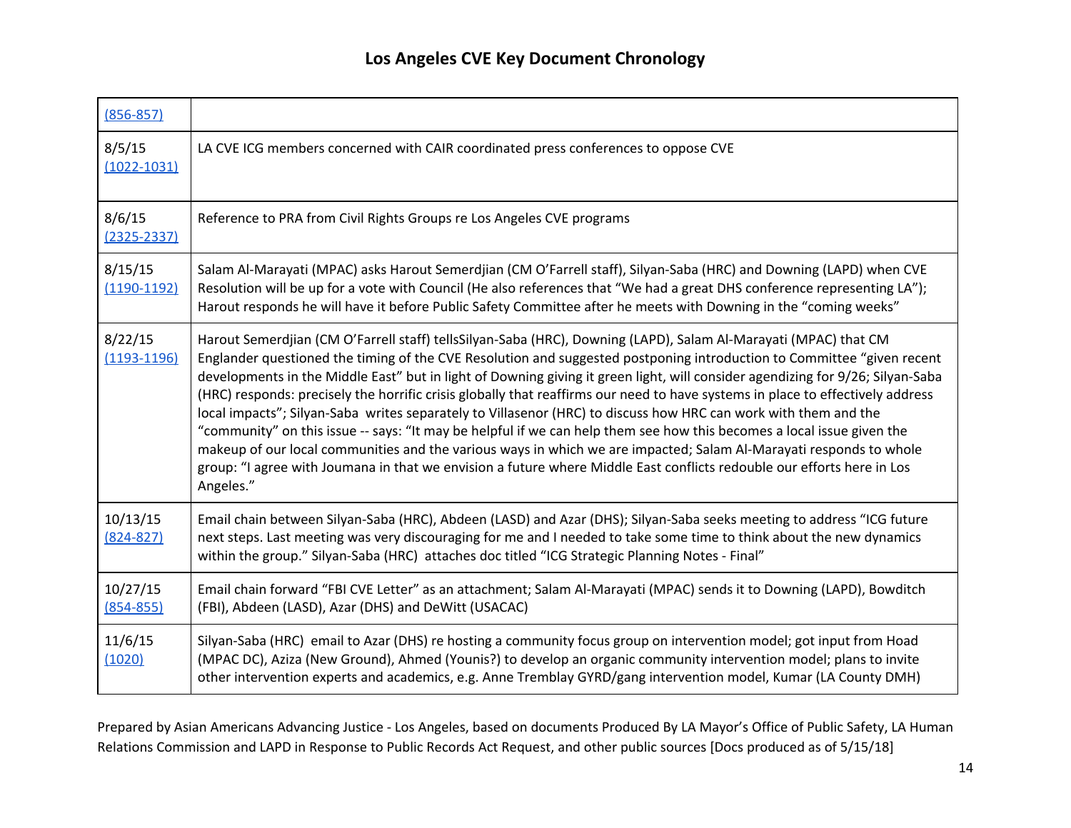# Los Angeles CVE Key Document Chronology

| | |
|---|---|
| (856-857) | |
| 8/5/15 (1022-1031) | LA CVE ICG members concerned with CAIR coordinated press conferences to oppose CVE |
| 8/6/15 (2325-2337) | Reference to PRA from Civil Rights Groups re Los Angeles CVE programs |
| 8/15/15 (1190-1192) | Salam Al-Marayati (MPAC) asks Harout Semerdjian (CM O'Farrell staff), Silyan-Saba (HRC) and Downing (LAPD) when CVE Resolution will be up for a vote with Council (He also references that "We had a great DHS conference representing LA"); Harout responds he will have it before Public Safety Committee after he meets with Downing in the "coming weeks" |
| 8/22/15 (1193-1196) | Harout Semerdjian (CM O'Farrell staff) tellsSilyan-Saba (HRC), Downing (LAPD), Salam Al-Marayati (MPAC) that CM Englander questioned the timing of the CVE Resolution and suggested postponing introduction to Committee "given recent developments in the Middle East" but in light of Downing giving it green light, will consider agendizing for 9/26; Silyan-Saba (HRC) responds: precisely the horrific crisis globally that reaffirms our need to have systems in place to effectively address local impacts"; Silyan-Saba writes separately to Villasenor (HRC) to discuss how HRC can work with them and the "community" on this issue -- says: "It may be helpful if we can help them see how this becomes a local issue given the makeup of our local communities and the various ways in which we are impacted; Salam Al-Marayati responds to whole group: "I agree with Joumana in that we envision a future where Middle East conflicts redouble our efforts here in Los Angeles." |
| 10/13/15 (824-827) | Email chain between Silyan-Saba (HRC), Abdeen (LASD) and Azar (DHS); Silyan-Saba seeks meeting to address "ICG future next steps. Last meeting was very discouraging for me and I needed to take some time to think about the new dynamics within the group." Silyan-Saba (HRC) attaches doc titled "ICG Strategic Planning Notes - Final" |
| 10/27/15 (854-855) | Email chain forward "FBI CVE Letter" as an attachment; Salam Al-Marayati (MPAC) sends it to Downing (LAPD), Bowditch (FBI), Abdeen (LASD), Azar (DHS) and DeWitt (USACAC) |
| 11/6/15 (1020) | Silyan-Saba (HRC) email to Azar (DHS) re hosting a community focus group on intervention model; got input from Hoad (MPAC DC), Aziza (New Ground), Ahmed (Younis?) to develop an organic community intervention model; plans to invite other intervention experts and academics, e.g. Anne Tremblay GYRD/gang intervention model, Kumar (LA County DMH) |

Prepared by Asian Americans Advancing Justice - Los Angeles, based on documents Produced By LA Mayor's Office of Public Safety, LA Human Relations Commission and LAPD in Response to Public Records Act Request, and other public sources [Docs produced as of 5/15/18]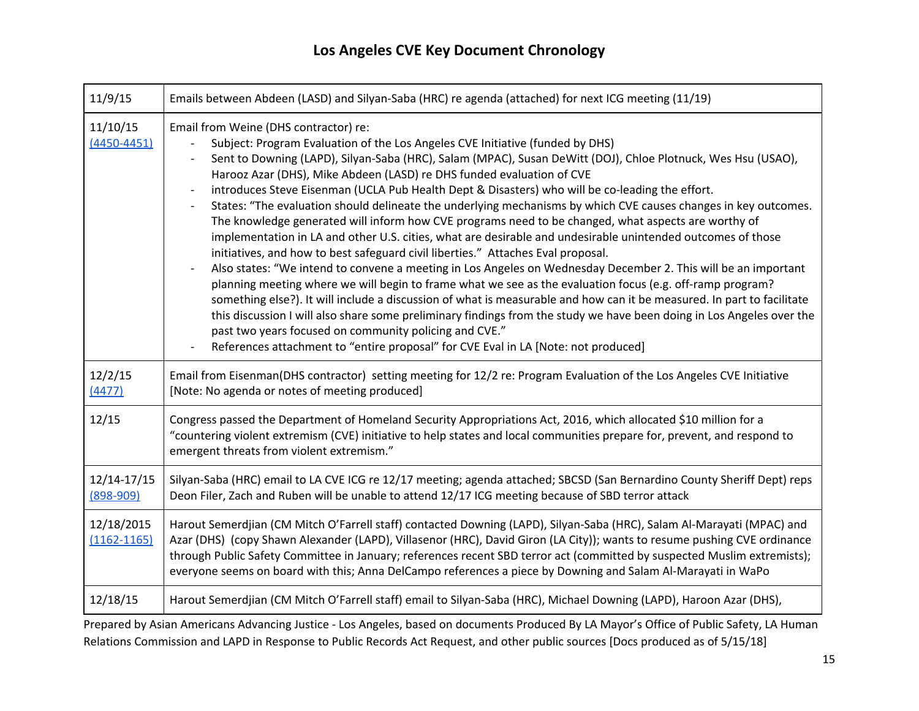# Los Angeles CVE Key Document Chronology

| | |
|---|---|
| 11/9/15 | Emails between Abdeen (LASD) and Silyan-Saba (HRC) re agenda (attached) for next ICG meeting (11/19) |
| 11/10/15 (4450-4451) | Email from Weine (DHS contractor) re:<br>- Subject: Program Evaluation of the Los Angeles CVE Initiative (funded by DHS)<br>- Sent to Downing (LAPD), Silyan-Saba (HRC), Salam (MPAC), Susan DeWitt (DOJ), Chloe Plotnuck, Wes Hsu (USAO), Harooz Azar (DHS), Mike Abdeen (LASD) re DHS funded evaluation of CVE<br>- introduces Steve Eisenman (UCLA Pub Health Dept & Disasters) who will be co-leading the effort.<br>- States: "The evaluation should delineate the underlying mechanisms by which CVE causes changes in key outcomes. The knowledge generated will inform how CVE programs need to be changed, what aspects are worthy of implementation in LA and other U.S. cities, what are desirable and undesirable unintended outcomes of those initiatives, and how to best safeguard civil liberties." Attaches Eval proposal.<br>- Also states: "We intend to convene a meeting in Los Angeles on Wednesday December 2. This will be an important planning meeting where we will begin to frame what we see as the evaluation focus (e.g. off-ramp program? something else?). It will include a discussion of what is measurable and how can it be measured. In part to facilitate this discussion I will also share some preliminary findings from the study we have been doing in Los Angeles over the past two years focused on community policing and CVE."<br>- References attachment to "entire proposal" for CVE Eval in LA [Note: not produced] |
| 12/2/15 (4477) | Email from Eisenman(DHS contractor) setting meeting for 12/2 re: Program Evaluation of the Los Angeles CVE Initiative [Note: No agenda or notes of meeting produced] |
| 12/15 | Congress passed the Department of Homeland Security Appropriations Act, 2016, which allocated $10 million for a "countering violent extremism (CVE) initiative to help states and local communities prepare for, prevent, and respond to emergent threats from violent extremism." |
| 12/14-17/15 (898-909) | Silyan-Saba (HRC) email to LA CVE ICG re 12/17 meeting; agenda attached; SBCSD (San Bernardino County Sheriff Dept) reps Deon Filer, Zach and Ruben will be unable to attend 12/17 ICG meeting because of SBD terror attack |
| 12/18/2015 (1162-1165) | Harout Semerdjian (CM Mitch O'Farrell staff) contacted Downing (LAPD), Silyan-Saba (HRC), Salam Al-Marayati (MPAC) and Azar (DHS) (copy Shawn Alexander (LAPD), Villasenor (HRC), David Giron (LA City)); wants to resume pushing CVE ordinance through Public Safety Committee in January; references recent SBD terror act (committed by suspected Muslim extremists); everyone seems on board with this; Anna DelCampo references a piece by Downing and Salam Al-Marayati in WaPo |
| 12/18/15 | Harout Semerdjian (CM Mitch O'Farrell staff) email to Silyan-Saba (HRC), Michael Downing (LAPD), Haroon Azar (DHS), |

Prepared by Asian Americans Advancing Justice - Los Angeles, based on documents Produced By LA Mayor's Office of Public Safety, LA Human Relations Commission and LAPD in Response to Public Records Act Request, and other public sources [Docs produced as of 5/15/18]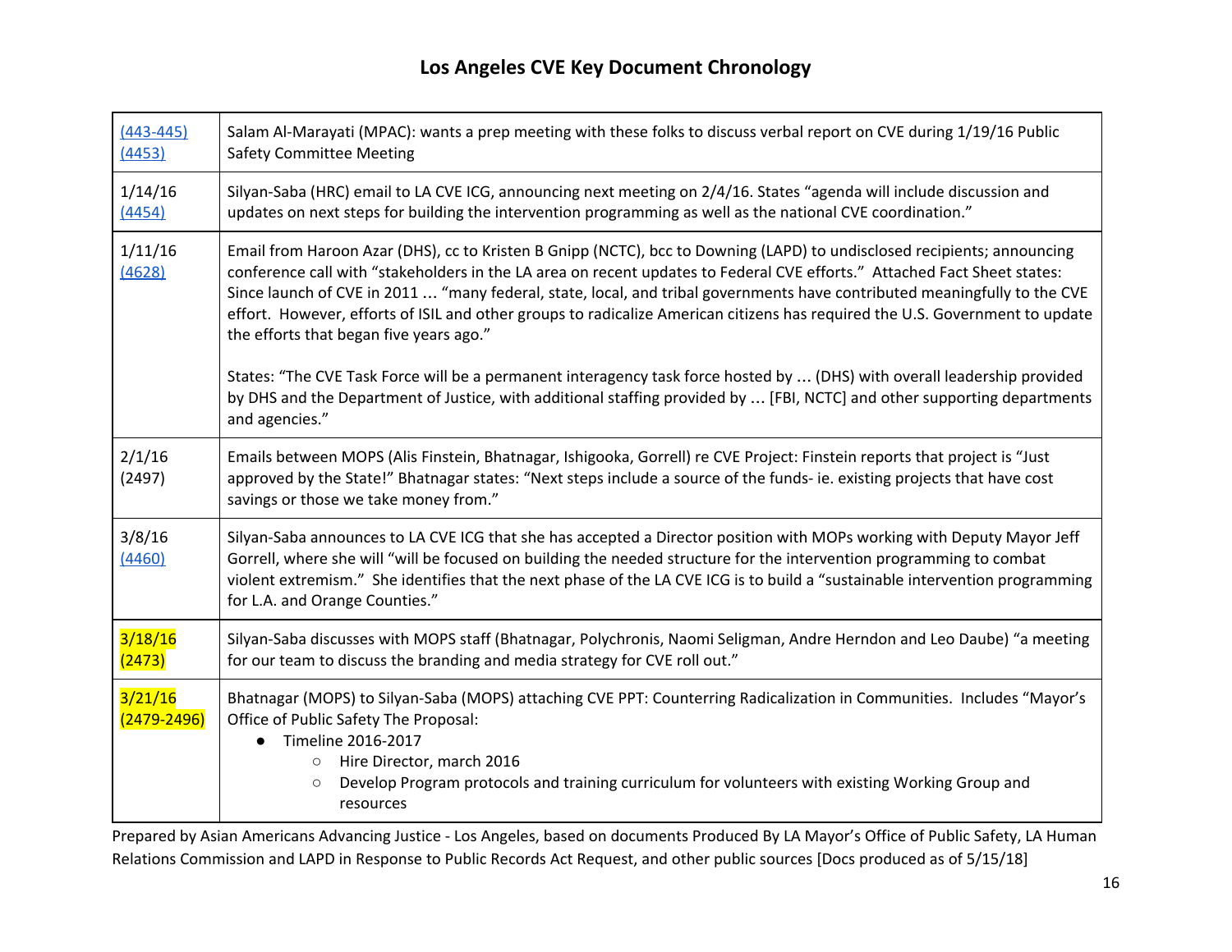# Los Angeles CVE Key Document Chronology

| | |
|---|---|
| (443-445) (4453) | Salam Al-Marayati (MPAC): wants a prep meeting with these folks to discuss verbal report on CVE during 1/19/16 Public Safety Committee Meeting |
| 1/14/16 (4454) | Silyan-Saba (HRC) email to LA CVE ICG, announcing next meeting on 2/4/16. States "agenda will include discussion and updates on next steps for building the intervention programming as well as the national CVE coordination." |
| 1/11/16 (4628) | Email from Haroon Azar (DHS), cc to Kristen B Gnipp (NCTC), bcc to Downing (LAPD) to undisclosed recipients; announcing conference call with "stakeholders in the LA area on recent updates to Federal CVE efforts." Attached Fact Sheet states: Since launch of CVE in 2011 … "many federal, state, local, and tribal governments have contributed meaningfully to the CVE effort. However, efforts of ISIL and other groups to radicalize American citizens has required the U.S. Government to update the efforts that began five years ago."<br><br>States: "The CVE Task Force will be a permanent interagency task force hosted by … (DHS) with overall leadership provided by DHS and the Department of Justice, with additional staffing provided by … [FBI, NCTC] and other supporting departments and agencies." |
| 2/1/16 (2497) | Emails between MOPS (Alis Finstein, Bhatnagar, Ishigooka, Gorrell) re CVE Project: Finstein reports that project is "Just approved by the State!" Bhatnagar states: "Next steps include a source of the funds- ie. existing projects that have cost savings or those we take money from." |
| 3/8/16 (4460) | Silyan-Saba announces to LA CVE ICG that she has accepted a Director position with MOPs working with Deputy Mayor Jeff Gorrell, where she will "will be focused on building the needed structure for the intervention programming to combat violent extremism." She identifies that the next phase of the LA CVE ICG is to build a "sustainable intervention programming for L.A. and Orange Counties." |
| 3/18/16 (2473) | Silyan-Saba discusses with MOPS staff (Bhatnagar, Polychronis, Naomi Seligman, Andre Herndon and Leo Daube) "a meeting for our team to discuss the branding and media strategy for CVE roll out." |
| 3/21/16 (2479-2496) | Bhatnagar (MOPS) to Silyan-Saba (MOPS) attaching CVE PPT: Counterring Radicalization in Communities. Includes "Mayor's Office of Public Safety The Proposal:<br>● Timeline 2016-2017<br>○ Hire Director, march 2016<br>○ Develop Program protocols and training curriculum for volunteers with existing Working Group and resources |

Prepared by Asian Americans Advancing Justice - Los Angeles, based on documents Produced By LA Mayor's Office of Public Safety, LA Human Relations Commission and LAPD in Response to Public Records Act Request, and other public sources [Docs produced as of 5/15/18]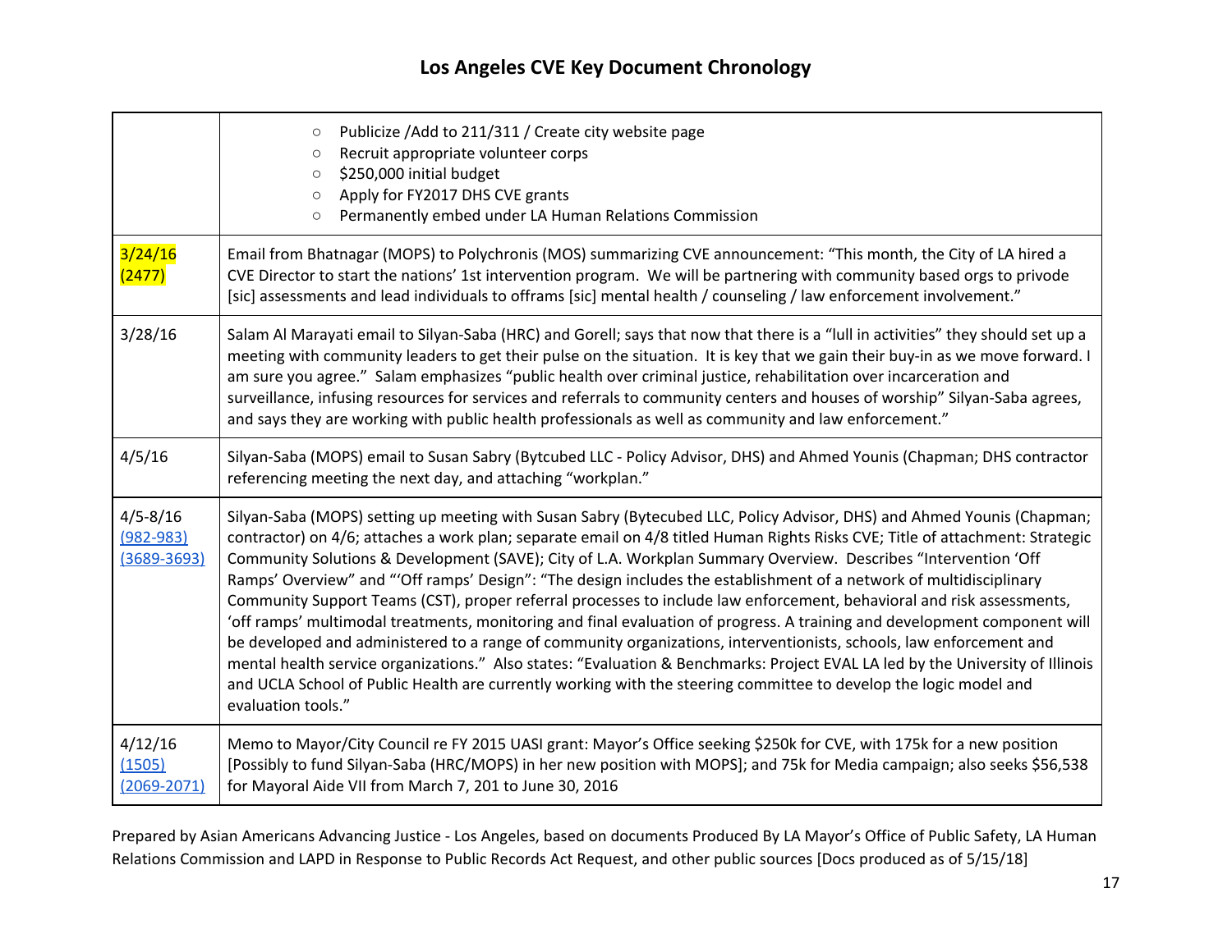# Los Angeles CVE Key Document Chronology

| | |
|---|---|
| | ○ Publicize /Add to 211/311 / Create city website page<br>○ Recruit appropriate volunteer corps<br>○ $250,000 initial budget<br>○ Apply for FY2017 DHS CVE grants<br>○ Permanently embed under LA Human Relations Commission |
| 3/24/16 (2477) | Email from Bhatnagar (MOPS) to Polychronis (MOS) summarizing CVE announcement: "This month, the City of LA hired a CVE Director to start the nations' 1st intervention program. We will be partnering with community based orgs to privode [sic] assessments and lead individuals to offrams [sic] mental health / counseling / law enforcement involvement." |
| 3/28/16 | Salam Al Marayati email to Silyan-Saba (HRC) and Gorell; says that now that there is a "lull in activities" they should set up a meeting with community leaders to get their pulse on the situation. It is key that we gain their buy-in as we move forward. I am sure you agree." Salam emphasizes "public health over criminal justice, rehabilitation over incarceration and surveillance, infusing resources for services and referrals to community centers and houses of worship" Silyan-Saba agrees, and says they are working with public health professionals as well as community and law enforcement." |
| 4/5/16 | Silyan-Saba (MOPS) email to Susan Sabry (Bytcubed LLC - Policy Advisor, DHS) and Ahmed Younis (Chapman; DHS contractor referencing meeting the next day, and attaching "workplan." |
| 4/5-8/16 (982-983) (3689-3693) | Silyan-Saba (MOPS) setting up meeting with Susan Sabry (Bytecubed LLC, Policy Advisor, DHS) and Ahmed Younis (Chapman; contractor) on 4/6; attaches a work plan; separate email on 4/8 titled Human Rights Risks CVE; Title of attachment: Strategic Community Solutions & Development (SAVE); City of L.A. Workplan Summary Overview. Describes "Intervention 'Off Ramps' Overview" and "'Off ramps' Design": "The design includes the establishment of a network of multidisciplinary Community Support Teams (CST), proper referral processes to include law enforcement, behavioral and risk assessments, 'off ramps' multimodal treatments, monitoring and final evaluation of progress. A training and development component will be developed and administered to a range of community organizations, interventionists, schools, law enforcement and mental health service organizations." Also states: "Evaluation & Benchmarks: Project EVAL LA led by the University of Illinois and UCLA School of Public Health are currently working with the steering committee to develop the logic model and evaluation tools." |
| 4/12/16 (1505) (2069-2071) | Memo to Mayor/City Council re FY 2015 UASI grant: Mayor's Office seeking $250k for CVE, with 175k for a new position [Possibly to fund Silyan-Saba (HRC/MOPS) in her new position with MOPS]; and 75k for Media campaign; also seeks $56,538 for Mayoral Aide VII from March 7, 201 to June 30, 2016 |

Prepared by Asian Americans Advancing Justice - Los Angeles, based on documents Produced By LA Mayor's Office of Public Safety, LA Human Relations Commission and LAPD in Response to Public Records Act Request, and other public sources [Docs produced as of 5/15/18]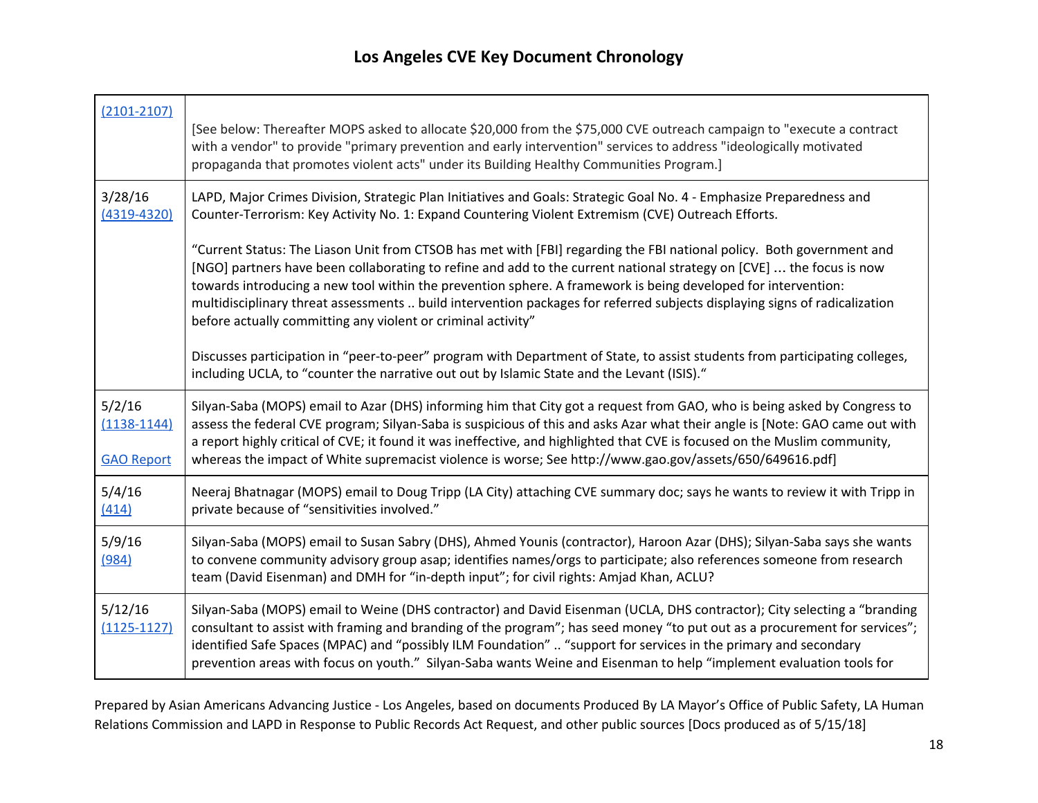# Los Angeles CVE Key Document Chronology

| | |
|---|---|
| (2101-2107) | [See below: Thereafter MOPS asked to allocate $20,000 from the $75,000 CVE outreach campaign to "execute a contract with a vendor" to provide "primary prevention and early intervention" services to address "ideologically motivated propaganda that promotes violent acts" under its Building Healthy Communities Program.] |
| 3/28/16<br>(4319-4320) | LAPD, Major Crimes Division, Strategic Plan Initiatives and Goals: Strategic Goal No. 4 - Emphasize Preparedness and Counter-Terrorism: Key Activity No. 1: Expand Countering Violent Extremism (CVE) Outreach Efforts.<br><br>“Current Status: The Liason Unit from CTSOB has met with [FBI] regarding the FBI national policy. Both government and [NGO] partners have been collaborating to refine and add to the current national strategy on [CVE] … the focus is now towards introducing a new tool within the prevention sphere. A framework is being developed for intervention: multidisciplinary threat assessments .. build intervention packages for referred subjects displaying signs of radicalization before actually committing any violent or criminal activity”<br><br>Discusses participation in “peer-to-peer” program with Department of State, to assist students from participating colleges, including UCLA, to “counter the narrative out out by Islamic State and the Levant (ISIS).“ |
| 5/2/16<br>(1138-1144)<br><br>GAO Report | Silyan-Saba (MOPS) email to Azar (DHS) informing him that City got a request from GAO, who is being asked by Congress to assess the federal CVE program; Silyan-Saba is suspicious of this and asks Azar what their angle is [Note: GAO came out with a report highly critical of CVE; it found it was ineffective, and highlighted that CVE is focused on the Muslim community, whereas the impact of White supremacist violence is worse; See http://www.gao.gov/assets/650/649616.pdf] |
| 5/4/16<br>(414) | Neeraj Bhatnagar (MOPS) email to Doug Tripp (LA City) attaching CVE summary doc; says he wants to review it with Tripp in private because of “sensitivities involved.” |
| 5/9/16<br>(984) | Silyan-Saba (MOPS) email to Susan Sabry (DHS), Ahmed Younis (contractor), Haroon Azar (DHS); Silyan-Saba says she wants to convene community advisory group asap; identifies names/orgs to participate; also references someone from research team (David Eisenman) and DMH for “in-depth input”; for civil rights: Amjad Khan, ACLU? |
| 5/12/16<br>(1125-1127) | Silyan-Saba (MOPS) email to Weine (DHS contractor) and David Eisenman (UCLA, DHS contractor); City selecting a “branding consultant to assist with framing and branding of the program”; has seed money “to put out as a procurement for services”; identified Safe Spaces (MPAC) and “possibly ILM Foundation” .. “support for services in the primary and secondary prevention areas with focus on youth.” Silyan-Saba wants Weine and Eisenman to help “implement evaluation tools for |

Prepared by Asian Americans Advancing Justice - Los Angeles, based on documents Produced By LA Mayor’s Office of Public Safety, LA Human Relations Commission and LAPD in Response to Public Records Act Request, and other public sources [Docs produced as of 5/15/18]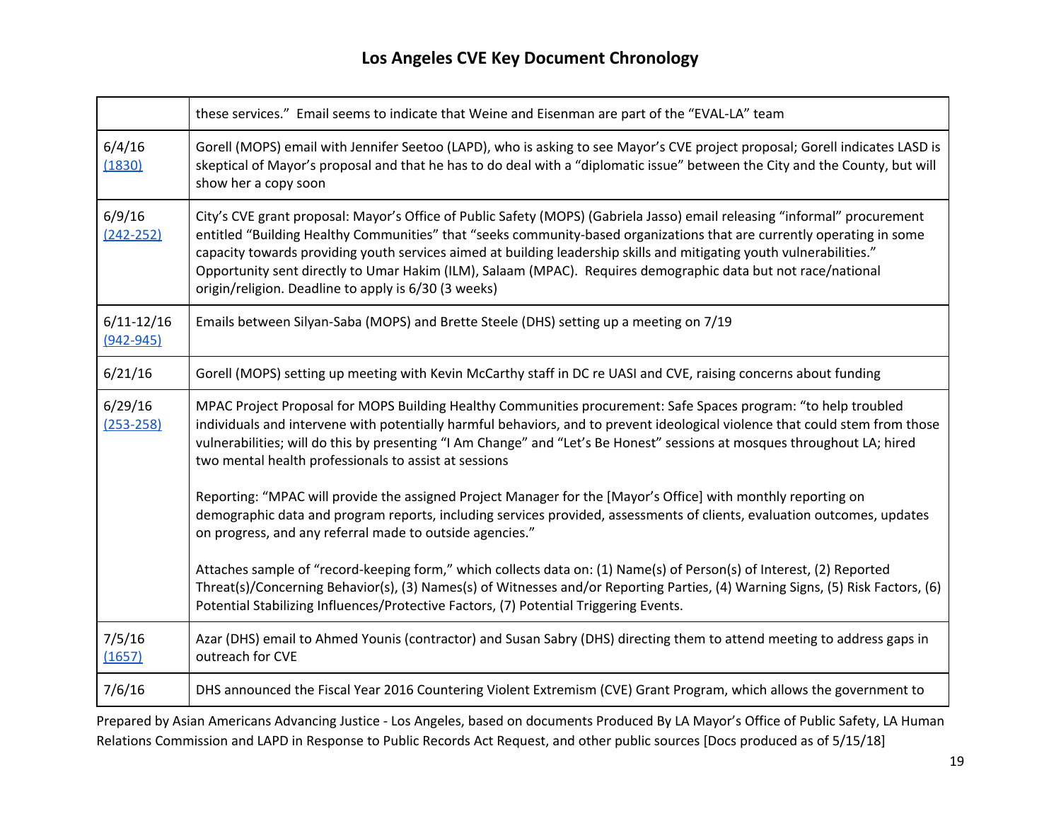# Los Angeles CVE Key Document Chronology

| | |
|---|---|
| | these services." Email seems to indicate that Weine and Eisenman are part of the "EVAL-LA" team |
| 6/4/16 (1830) | Gorell (MOPS) email with Jennifer Seetoo (LAPD), who is asking to see Mayor's CVE project proposal; Gorell indicates LASD is skeptical of Mayor's proposal and that he has to do deal with a "diplomatic issue" between the City and the County, but will show her a copy soon |
| 6/9/16 (242-252) | City's CVE grant proposal: Mayor's Office of Public Safety (MOPS) (Gabriela Jasso) email releasing "informal" procurement entitled "Building Healthy Communities" that "seeks community-based organizations that are currently operating in some capacity towards providing youth services aimed at building leadership skills and mitigating youth vulnerabilities." Opportunity sent directly to Umar Hakim (ILM), Salaam (MPAC). Requires demographic data but not race/national origin/religion. Deadline to apply is 6/30 (3 weeks) |
| 6/11-12/16 (942-945) | Emails between Silyan-Saba (MOPS) and Brette Steele (DHS) setting up a meeting on 7/19 |
| 6/21/16 | Gorell (MOPS) setting up meeting with Kevin McCarthy staff in DC re UASI and CVE, raising concerns about funding |
| 6/29/16 (253-258) | MPAC Project Proposal for MOPS Building Healthy Communities procurement: Safe Spaces program: "to help troubled individuals and intervene with potentially harmful behaviors, and to prevent ideological violence that could stem from those vulnerabilities; will do this by presenting "I Am Change" and "Let's Be Honest" sessions at mosques throughout LA; hired two mental health professionals to assist at sessions<br><br>Reporting: "MPAC will provide the assigned Project Manager for the [Mayor's Office] with monthly reporting on demographic data and program reports, including services provided, assessments of clients, evaluation outcomes, updates on progress, and any referral made to outside agencies."<br><br>Attaches sample of "record-keeping form," which collects data on: (1) Name(s) of Person(s) of Interest, (2) Reported Threat(s)/Concerning Behavior(s), (3) Names(s) of Witnesses and/or Reporting Parties, (4) Warning Signs, (5) Risk Factors, (6) Potential Stabilizing Influences/Protective Factors, (7) Potential Triggering Events. |
| 7/5/16 (1657) | Azar (DHS) email to Ahmed Younis (contractor) and Susan Sabry (DHS) directing them to attend meeting to address gaps in outreach for CVE |
| 7/6/16 | DHS announced the Fiscal Year 2016 Countering Violent Extremism (CVE) Grant Program, which allows the government to |

Prepared by Asian Americans Advancing Justice - Los Angeles, based on documents Produced By LA Mayor's Office of Public Safety, LA Human Relations Commission and LAPD in Response to Public Records Act Request, and other public sources [Docs produced as of 5/15/18]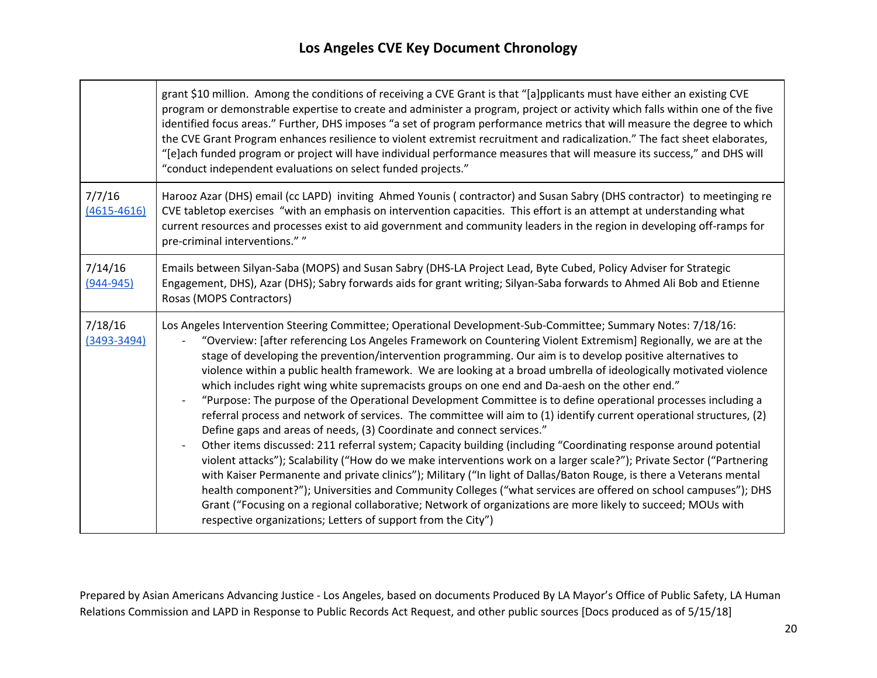## Los Angeles CVE Key Document Chronology

| | |
|---|---|
| | grant $10 million. Among the conditions of receiving a CVE Grant is that "[a]pplicants must have either an existing CVE program or demonstrable expertise to create and administer a program, project or activity which falls within one of the five identified focus areas." Further, DHS imposes "a set of program performance metrics that will measure the degree to which the CVE Grant Program enhances resilience to violent extremist recruitment and radicalization." The fact sheet elaborates, "[e]ach funded program or project will have individual performance measures that will measure its success," and DHS will "conduct independent evaluations on select funded projects." |
| 7/7/16 (4615-4616) | Harooz Azar (DHS) email (cc LAPD) inviting Ahmed Younis ( contractor) and Susan Sabry (DHS contractor) to meetinging re CVE tabletop exercises "with an emphasis on intervention capacities. This effort is an attempt at understanding what current resources and processes exist to aid government and community leaders in the region in developing off-ramps for pre-criminal interventions." " |
| 7/14/16 (944-945) | Emails between Silyan-Saba (MOPS) and Susan Sabry (DHS-LA Project Lead, Byte Cubed, Policy Adviser for Strategic Engagement, DHS), Azar (DHS); Sabry forwards aids for grant writing; Silyan-Saba forwards to Ahmed Ali Bob and Etienne Rosas (MOPS Contractors) |
| 7/18/16 (3493-3494) | Los Angeles Intervention Steering Committee; Operational Development-Sub-Committee; Summary Notes: 7/18/16:<br>- "Overview: [after referencing Los Angeles Framework on Countering Violent Extremism] Regionally, we are at the stage of developing the prevention/intervention programming. Our aim is to develop positive alternatives to violence within a public health framework. We are looking at a broad umbrella of ideologically motivated violence which includes right wing white supremacists groups on one end and Da-aesh on the other end."<br>- "Purpose: The purpose of the Operational Development Committee is to define operational processes including a referral process and network of services. The committee will aim to (1) identify current operational structures, (2) Define gaps and areas of needs, (3) Coordinate and connect services."<br>- Other items discussed: 211 referral system; Capacity building (including "Coordinating response around potential violent attacks"); Scalability ("How do we make interventions work on a larger scale?"); Private Sector ("Partnering with Kaiser Permanente and private clinics"); Military ("In light of Dallas/Baton Rouge, is there a Veterans mental health component?"); Universities and Community Colleges ("what services are offered on school campuses"); DHS Grant ("Focusing on a regional collaborative; Network of organizations are more likely to succeed; MOUs with respective organizations; Letters of support from the City") |

Prepared by Asian Americans Advancing Justice - Los Angeles, based on documents Produced By LA Mayor's Office of Public Safety, LA Human Relations Commission and LAPD in Response to Public Records Act Request, and other public sources [Docs produced as of 5/15/18]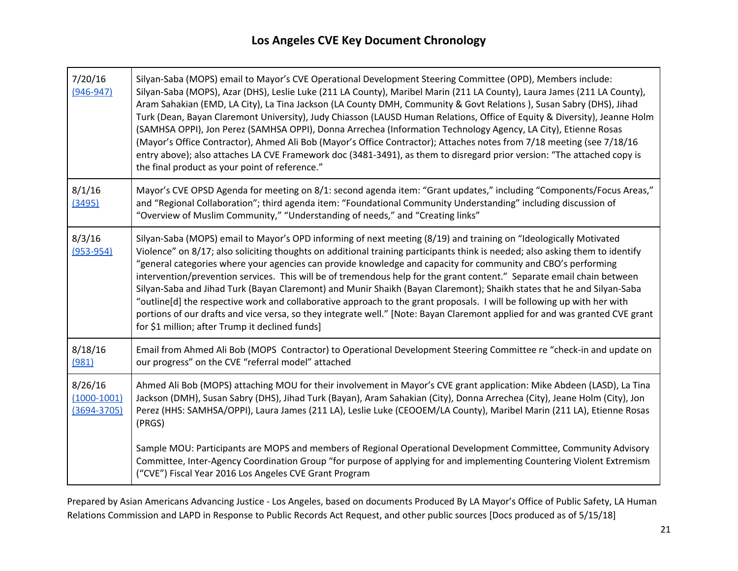# Los Angeles CVE Key Document Chronology

| | |
|---|---|
| 7/20/16 (946-947) | Silyan-Saba (MOPS) email to Mayor's CVE Operational Development Steering Committee (OPD), Members include: Silyan-Saba (MOPS), Azar (DHS), Leslie Luke (211 LA County), Maribel Marin (211 LA County), Laura James (211 LA County), Aram Sahakian (EMD, LA City), La Tina Jackson (LA County DMH, Community & Govt Relations ), Susan Sabry (DHS), Jihad Turk (Dean, Bayan Claremont University), Judy Chiasson (LAUSD Human Relations, Office of Equity & Diversity), Jeanne Holm (SAMHSA OPPI), Jon Perez (SAMHSA OPPI), Donna Arrechea (Information Technology Agency, LA City), Etienne Rosas (Mayor's Office Contractor), Ahmed Ali Bob (Mayor's Office Contractor); Attaches notes from 7/18 meeting (see 7/18/16 entry above); also attaches LA CVE Framework doc (3481-3491), as them to disregard prior version: "The attached copy is the final product as your point of reference." |
| 8/1/16 (3495) | Mayor's CVE OPSD Agenda for meeting on 8/1: second agenda item: "Grant updates," including "Components/Focus Areas," and "Regional Collaboration"; third agenda item: "Foundational Community Understanding" including discussion of "Overview of Muslim Community," "Understanding of needs," and "Creating links" |
| 8/3/16 (953-954) | Silyan-Saba (MOPS) email to Mayor's OPD informing of next meeting (8/19) and training on "Ideologically Motivated Violence" on 8/17; also soliciting thoughts on additional training participants think is needed; also asking them to identify "general categories where your agencies can provide knowledge and capacity for community and CBO's performing intervention/prevention services. This will be of tremendous help for the grant content." Separate email chain between Silyan-Saba and Jihad Turk (Bayan Claremont) and Munir Shaikh (Bayan Claremont); Shaikh states that he and Silyan-Saba "outline[d] the respective work and collaborative approach to the grant proposals. I will be following up with her with portions of our drafts and vice versa, so they integrate well." [Note: Bayan Claremont applied for and was granted CVE grant for $1 million; after Trump it declined funds] |
| 8/18/16 (981) | Email from Ahmed Ali Bob (MOPS Contractor) to Operational Development Steering Committee re "check-in and update on our progress" on the CVE "referral model" attached |
| 8/26/16 (1000-1001) (3694-3705) | Ahmed Ali Bob (MOPS) attaching MOU for their involvement in Mayor's CVE grant application: Mike Abdeen (LASD), La Tina Jackson (DMH), Susan Sabry (DHS), Jihad Turk (Bayan), Aram Sahakian (City), Donna Arrechea (City), Jeane Holm (City), Jon Perez (HHS: SAMHSA/OPPI), Laura James (211 LA), Leslie Luke (CEOOEM/LA County), Maribel Marin (211 LA), Etienne Rosas (PRGS)<br><br>Sample MOU: Participants are MOPS and members of Regional Operational Development Committee, Community Advisory Committee, Inter-Agency Coordination Group "for purpose of applying for and implementing Countering Violent Extremism ("CVE") Fiscal Year 2016 Los Angeles CVE Grant Program |

Prepared by Asian Americans Advancing Justice - Los Angeles, based on documents Produced By LA Mayor's Office of Public Safety, LA Human Relations Commission and LAPD in Response to Public Records Act Request, and other public sources [Docs produced as of 5/15/18]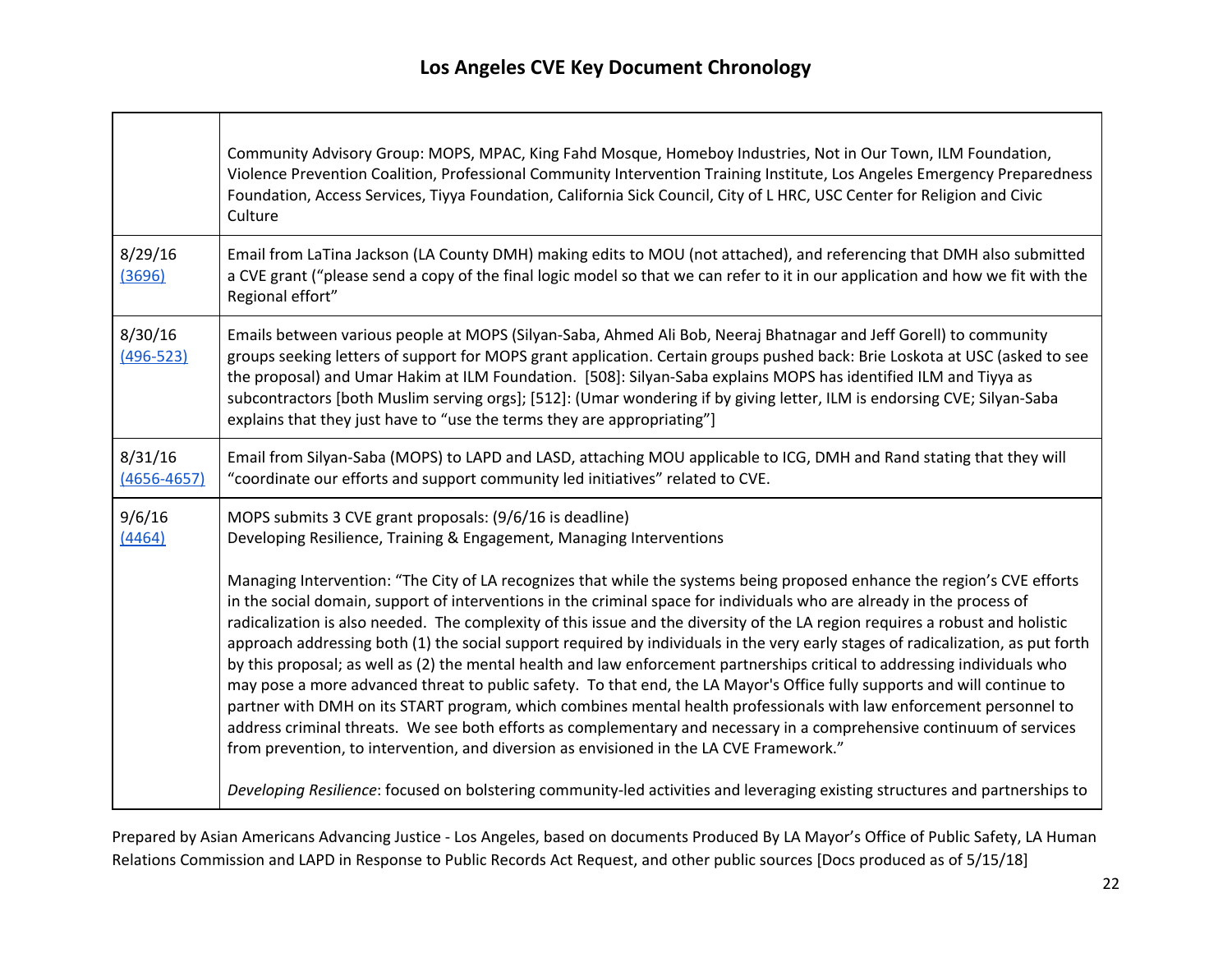# Los Angeles CVE Key Document Chronology

| | |
|---|---|
| | Community Advisory Group: MOPS, MPAC, King Fahd Mosque, Homeboy Industries, Not in Our Town, ILM Foundation, Violence Prevention Coalition, Professional Community Intervention Training Institute, Los Angeles Emergency Preparedness Foundation, Access Services, Tiyya Foundation, California Sick Council, City of L HRC, USC Center for Religion and Civic Culture |
| 8/29/16 (3696) | Email from LaTina Jackson (LA County DMH) making edits to MOU (not attached), and referencing that DMH also submitted a CVE grant ("please send a copy of the final logic model so that we can refer to it in our application and how we fit with the Regional effort" |
| 8/30/16 (496-523) | Emails between various people at MOPS (Silyan-Saba, Ahmed Ali Bob, Neeraj Bhatnagar and Jeff Gorell) to community groups seeking letters of support for MOPS grant application. Certain groups pushed back: Brie Loskota at USC (asked to see the proposal) and Umar Hakim at ILM Foundation. [508]: Silyan-Saba explains MOPS has identified ILM and Tiyya as subcontractors [both Muslim serving orgs]; [512]: (Umar wondering if by giving letter, ILM is endorsing CVE; Silyan-Saba explains that they just have to "use the terms they are appropriating"] |
| 8/31/16 (4656-4657) | Email from Silyan-Saba (MOPS) to LAPD and LASD, attaching MOU applicable to ICG, DMH and Rand stating that they will "coordinate our efforts and support community led initiatives" related to CVE. |
| 9/6/16 (4464) | MOPS submits 3 CVE grant proposals: (9/6/16 is deadline)<br>Developing Resilience, Training & Engagement, Managing Interventions<br><br>Managing Intervention: "The City of LA recognizes that while the systems being proposed enhance the region's CVE efforts in the social domain, support of interventions in the criminal space for individuals who are already in the process of radicalization is also needed. The complexity of this issue and the diversity of the LA region requires a robust and holistic approach addressing both (1) the social support required by individuals in the very early stages of radicalization, as put forth by this proposal; as well as (2) the mental health and law enforcement partnerships critical to addressing individuals who may pose a more advanced threat to public safety. To that end, the LA Mayor's Office fully supports and will continue to partner with DMH on its START program, which combines mental health professionals with law enforcement personnel to address criminal threats. We see both efforts as complementary and necessary in a comprehensive continuum of services from prevention, to intervention, and diversion as envisioned in the LA CVE Framework."<br><br>*Developing Resilience*: focused on bolstering community-led activities and leveraging existing structures and partnerships to |

Prepared by Asian Americans Advancing Justice - Los Angeles, based on documents Produced By LA Mayor's Office of Public Safety, LA Human Relations Commission and LAPD in Response to Public Records Act Request, and other public sources [Docs produced as of 5/15/18]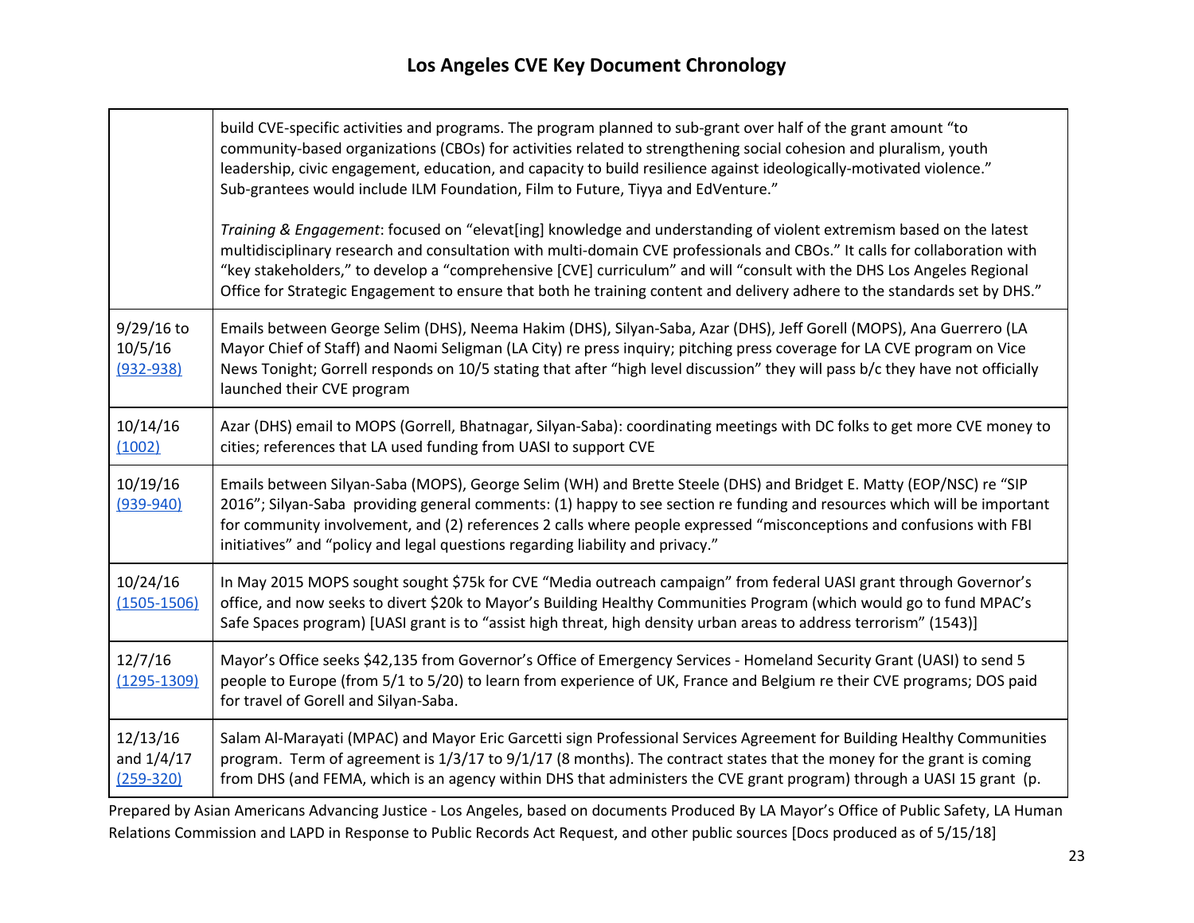# Los Angeles CVE Key Document Chronology

| | |
|---|---|
| | build CVE-specific activities and programs. The program planned to sub-grant over half of the grant amount "to community-based organizations (CBOs) for activities related to strengthening social cohesion and pluralism, youth leadership, civic engagement, education, and capacity to build resilience against ideologically-motivated violence." Sub-grantees would include ILM Foundation, Film to Future, Tiyya and EdVenture."<br><br>*Training & Engagement*: focused on "elevat[ing] knowledge and understanding of violent extremism based on the latest multidisciplinary research and consultation with multi-domain CVE professionals and CBOs." It calls for collaboration with "key stakeholders," to develop a "comprehensive [CVE] curriculum" and will "consult with the DHS Los Angeles Regional Office for Strategic Engagement to ensure that both he training content and delivery adhere to the standards set by DHS." |
| 9/29/16 to 10/5/16 (932-938) | Emails between George Selim (DHS), Neema Hakim (DHS), Silyan-Saba, Azar (DHS), Jeff Gorell (MOPS), Ana Guerrero (LA Mayor Chief of Staff) and Naomi Seligman (LA City) re press inquiry; pitching press coverage for LA CVE program on Vice News Tonight; Gorrell responds on 10/5 stating that after "high level discussion" they will pass b/c they have not officially launched their CVE program |
| 10/14/16 (1002) | Azar (DHS) email to MOPS (Gorell, Bhatnagar, Silyan-Saba): coordinating meetings with DC folks to get more CVE money to cities; references that LA used funding from UASI to support CVE |
| 10/19/16 (939-940) | Emails between Silyan-Saba (MOPS), George Selim (WH) and Brette Steele (DHS) and Bridget E. Matty (EOP/NSC) re "SIP 2016"; Silyan-Saba providing general comments: (1) happy to see section re funding and resources which will be important for community involvement, and (2) references 2 calls where people expressed "misconceptions and confusions with FBI initiatives" and "policy and legal questions regarding liability and privacy." |
| 10/24/16 (1505-1506) | In May 2015 MOPS sought sought $75k for CVE "Media outreach campaign" from federal UASI grant through Governor's office, and now seeks to divert $20k to Mayor's Building Healthy Communities Program (which would go to fund MPAC's Safe Spaces program) [UASI grant is to "assist high threat, high density urban areas to address terrorism" (1543)] |
| 12/7/16 (1295-1309) | Mayor's Office seeks $42,135 from Governor's Office of Emergency Services - Homeland Security Grant (UASI) to send 5 people to Europe (from 5/1 to 5/20) to learn from experience of UK, France and Belgium re their CVE programs; DOS paid for travel of Gorell and Silyan-Saba. |
| 12/13/16 and 1/4/17 (259-320) | Salam Al-Marayati (MPAC) and Mayor Eric Garcetti sign Professional Services Agreement for Building Healthy Communities program. Term of agreement is 1/3/17 to 9/1/17 (8 months). The contract states that the money for the grant is coming from DHS (and FEMA, which is an agency within DHS that administers the CVE grant program) through a UASI 15 grant (p. |

Prepared by Asian Americans Advancing Justice - Los Angeles, based on documents Produced By LA Mayor's Office of Public Safety, LA Human Relations Commission and LAPD in Response to Public Records Act Request, and other public sources [Docs produced as of 5/15/18]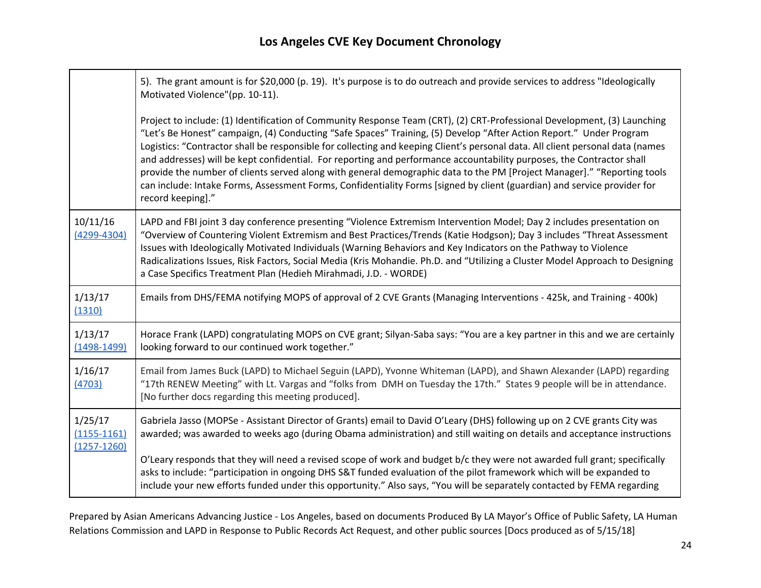# Los Angeles CVE Key Document Chronology

| | |
|---|---|
| | 5). The grant amount is for $20,000 (p. 19). It's purpose is to do outreach and provide services to address "Ideologically Motivated Violence"(pp. 10-11).<br><br>Project to include: (1) Identification of Community Response Team (CRT), (2) CRT-Professional Development, (3) Launching "Let's Be Honest" campaign, (4) Conducting "Safe Spaces" Training, (5) Develop "After Action Report." Under Program Logistics: "Contractor shall be responsible for collecting and keeping Client's personal data. All client personal data (names and addresses) will be kept confidential. For reporting and performance accountability purposes, the Contractor shall provide the number of clients served along with general demographic data to the PM [Project Manager]." "Reporting tools can include: Intake Forms, Assessment Forms, Confidentiality Forms [signed by client (guardian) and service provider for record keeping]." |
| 10/11/16 (4299-4304) | LAPD and FBI joint 3 day conference presenting "Violence Extremism Intervention Model; Day 2 includes presentation on "Overview of Countering Violent Extremism and Best Practices/Trends (Katie Hodgson); Day 3 includes "Threat Assessment Issues with Ideologically Motivated Individuals (Warning Behaviors and Key Indicators on the Pathway to Violence Radicalizations Issues, Risk Factors, Social Media (Kris Mohandie. Ph.D. and "Utilizing a Cluster Model Approach to Designing a Case Specifics Treatment Plan (Hedieh Mirahmadi, J.D. - WORDE) |
| 1/13/17 (1310) | Emails from DHS/FEMA notifying MOPS of approval of 2 CVE Grants (Managing Interventions - 425k, and Training - 400k) |
| 1/13/17 (1498-1499) | Horace Frank (LAPD) congratulating MOPS on CVE grant; Silyan-Saba says: "You are a key partner in this and we are certainly looking forward to our continued work together." |
| 1/16/17 (4703) | Email from James Buck (LAPD) to Michael Seguin (LAPD), Yvonne Whiteman (LAPD), and Shawn Alexander (LAPD) regarding "17th RENEW Meeting" with Lt. Vargas and "folks from DMH on Tuesday the 17th." States 9 people will be in attendance. [No further docs regarding this meeting produced]. |
| 1/25/17 (1155-1161) (1257-1260) | Gabriela Jasso (MOPSe - Assistant Director of Grants) email to David O'Leary (DHS) following up on 2 CVE grants City was awarded; was awarded to weeks ago (during Obama administration) and still waiting on details and acceptance instructions<br><br>O'Leary responds that they will need a revised scope of work and budget b/c they were not awarded full grant; specifically asks to include: "participation in ongoing DHS S&T funded evaluation of the pilot framework which will be expanded to include your new efforts funded under this opportunity." Also says, "You will be separately contacted by FEMA regarding |

Prepared by Asian Americans Advancing Justice - Los Angeles, based on documents Produced By LA Mayor's Office of Public Safety, LA Human Relations Commission and LAPD in Response to Public Records Act Request, and other public sources [Docs produced as of 5/15/18]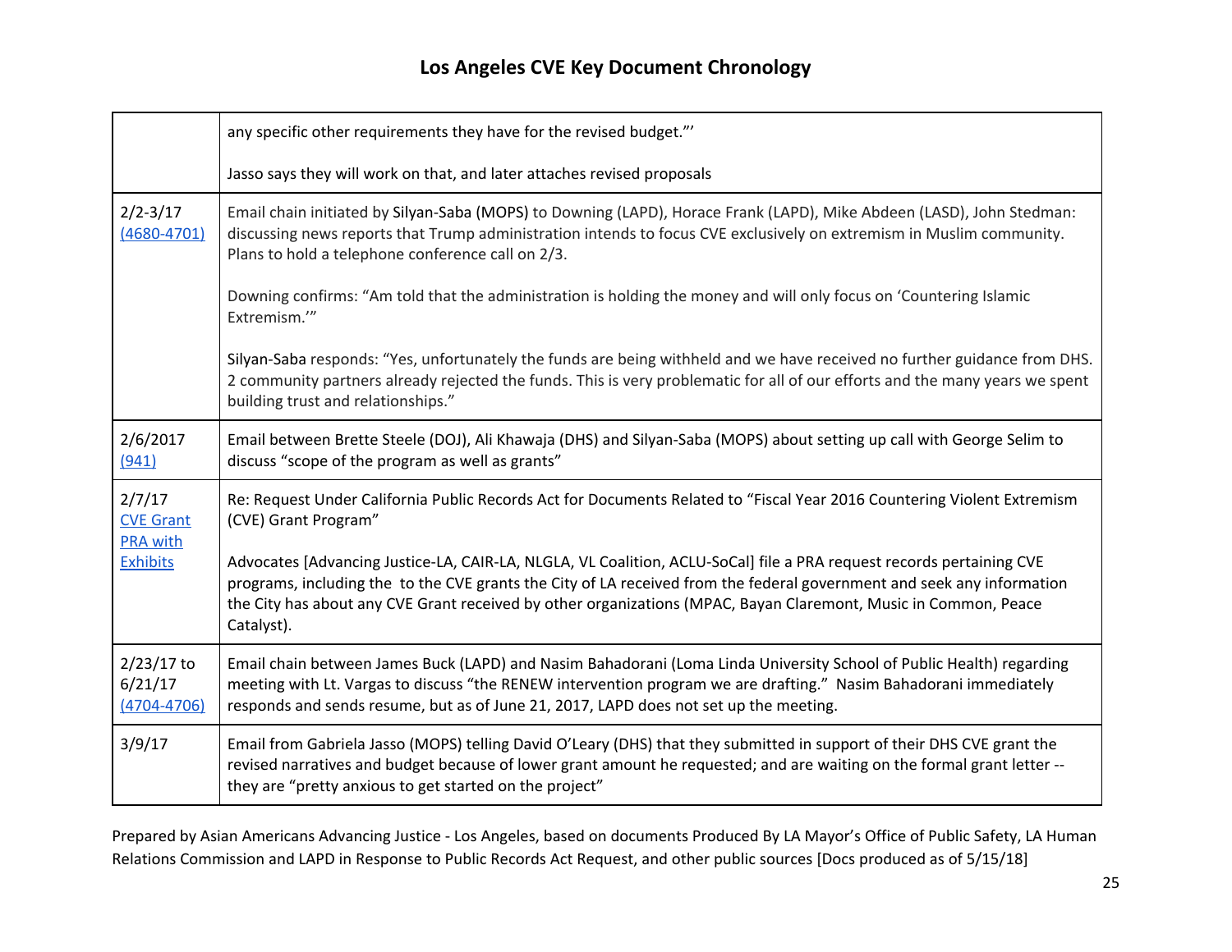# Los Angeles CVE Key Document Chronology

| | |
|---|---|
| | any specific other requirements they have for the revised budget."'<br><br>Jasso says they will work on that, and later attaches revised proposals |
| 2/2-3/17 (4680-4701) | Email chain initiated by Silyan-Saba (MOPS) to Downing (LAPD), Horace Frank (LAPD), Mike Abdeen (LASD), John Stedman: discussing news reports that Trump administration intends to focus CVE exclusively on extremism in Muslim community. Plans to hold a telephone conference call on 2/3.<br><br>Downing confirms: "Am told that the administration is holding the money and will only focus on 'Countering Islamic Extremism.'"<br><br>Silyan-Saba responds: "Yes, unfortunately the funds are being withheld and we have received no further guidance from DHS. 2 community partners already rejected the funds. This is very problematic for all of our efforts and the many years we spent building trust and relationships." |
| 2/6/2017 (941) | Email between Brette Steele (DOJ), Ali Khawaja (DHS) and Silyan-Saba (MOPS) about setting up call with George Selim to discuss "scope of the program as well as grants" |
| 2/7/17 CVE Grant PRA with Exhibits | Re: Request Under California Public Records Act for Documents Related to "Fiscal Year 2016 Countering Violent Extremism (CVE) Grant Program"<br><br>Advocates [Advancing Justice-LA, CAIR-LA, NLGLA, VL Coalition, ACLU-SoCal] file a PRA request records pertaining CVE programs, including the to the CVE grants the City of LA received from the federal government and seek any information the City has about any CVE Grant received by other organizations (MPAC, Bayan Claremont, Music in Common, Peace Catalyst). |
| 2/23/17 to 6/21/17 (4704-4706) | Email chain between James Buck (LAPD) and Nasim Bahadorani (Loma Linda University School of Public Health) regarding meeting with Lt. Vargas to discuss "the RENEW intervention program we are drafting." Nasim Bahadorani immediately responds and sends resume, but as of June 21, 2017, LAPD does not set up the meeting. |
| 3/9/17 | Email from Gabriela Jasso (MOPS) telling David O'Leary (DHS) that they submitted in support of their DHS CVE grant the revised narratives and budget because of lower grant amount he requested; and are waiting on the formal grant letter -- they are "pretty anxious to get started on the project" |

Prepared by Asian Americans Advancing Justice - Los Angeles, based on documents Produced By LA Mayor's Office of Public Safety, LA Human Relations Commission and LAPD in Response to Public Records Act Request, and other public sources [Docs produced as of 5/15/18]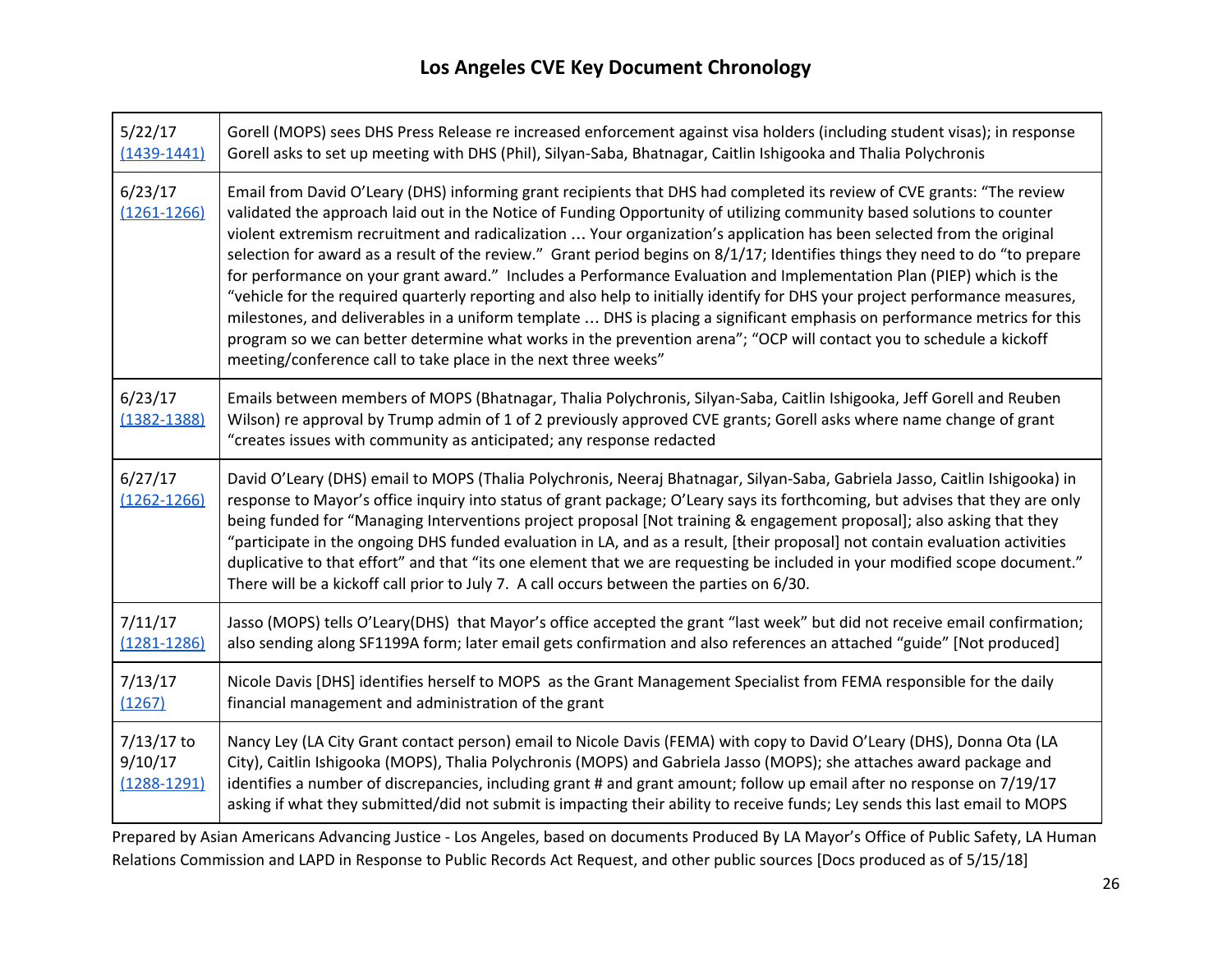# Los Angeles CVE Key Document Chronology

| | |
|---|---|
| 5/22/17 (1439-1441) | Gorell (MOPS) sees DHS Press Release re increased enforcement against visa holders (including student visas); in response Gorell asks to set up meeting with DHS (Phil), Silyan-Saba, Bhatnagar, Caitlin Ishigooka and Thalia Polychronis |
| 6/23/17 (1261-1266) | Email from David O'Leary (DHS) informing grant recipients that DHS had completed its review of CVE grants: "The review validated the approach laid out in the Notice of Funding Opportunity of utilizing community based solutions to counter violent extremism recruitment and radicalization … Your organization's application has been selected from the original selection for award as a result of the review." Grant period begins on 8/1/17; Identifies things they need to do "to prepare for performance on your grant award." Includes a Performance Evaluation and Implementation Plan (PIEP) which is the "vehicle for the required quarterly reporting and also help to initially identify for DHS your project performance measures, milestones, and deliverables in a uniform template … DHS is placing a significant emphasis on performance metrics for this program so we can better determine what works in the prevention arena"; "OCP will contact you to schedule a kickoff meeting/conference call to take place in the next three weeks" |
| 6/23/17 (1382-1388) | Emails between members of MOPS (Bhatnagar, Thalia Polychronis, Silyan-Saba, Caitlin Ishigooka, Jeff Gorell and Reuben Wilson) re approval by Trump admin of 1 of 2 previously approved CVE grants; Gorell asks where name change of grant "creates issues with community as anticipated; any response redacted |
| 6/27/17 (1262-1266) | David O'Leary (DHS) email to MOPS (Thalia Polychronis, Neeraj Bhatnagar, Silyan-Saba, Gabriela Jasso, Caitlin Ishigooka) in response to Mayor's office inquiry into status of grant package; O'Leary says its forthcoming, but advises that they are only being funded for "Managing Interventions project proposal [Not training & engagement proposal]; also asking that they "participate in the ongoing DHS funded evaluation in LA, and as a result, [their proposal] not contain evaluation activities duplicative to that effort" and that "its one element that we are requesting be included in your modified scope document." There will be a kickoff call prior to July 7. A call occurs between the parties on 6/30. |
| 7/11/17 (1281-1286) | Jasso (MOPS) tells O'Leary(DHS) that Mayor's office accepted the grant "last week" but did not receive email confirmation; also sending along SF1199A form; later email gets confirmation and also references an attached "guide" [Not produced] |
| 7/13/17 (1267) | Nicole Davis [DHS] identifies herself to MOPS as the Grant Management Specialist from FEMA responsible for the daily financial management and administration of the grant |
| 7/13/17 to 9/10/17 (1288-1291) | Nancy Ley (LA City Grant contact person) email to Nicole Davis (FEMA) with copy to David O'Leary (DHS), Donna Ota (LA City), Caitlin Ishigooka (MOPS), Thalia Polychronis (MOPS) and Gabriela Jasso (MOPS); she attaches award package and identifies a number of discrepancies, including grant # and grant amount; follow up email after no response on 7/19/17 asking if what they submitted/did not submit is impacting their ability to receive funds; Ley sends this last email to MOPS |

Prepared by Asian Americans Advancing Justice - Los Angeles, based on documents Produced By LA Mayor's Office of Public Safety, LA Human Relations Commission and LAPD in Response to Public Records Act Request, and other public sources [Docs produced as of 5/15/18]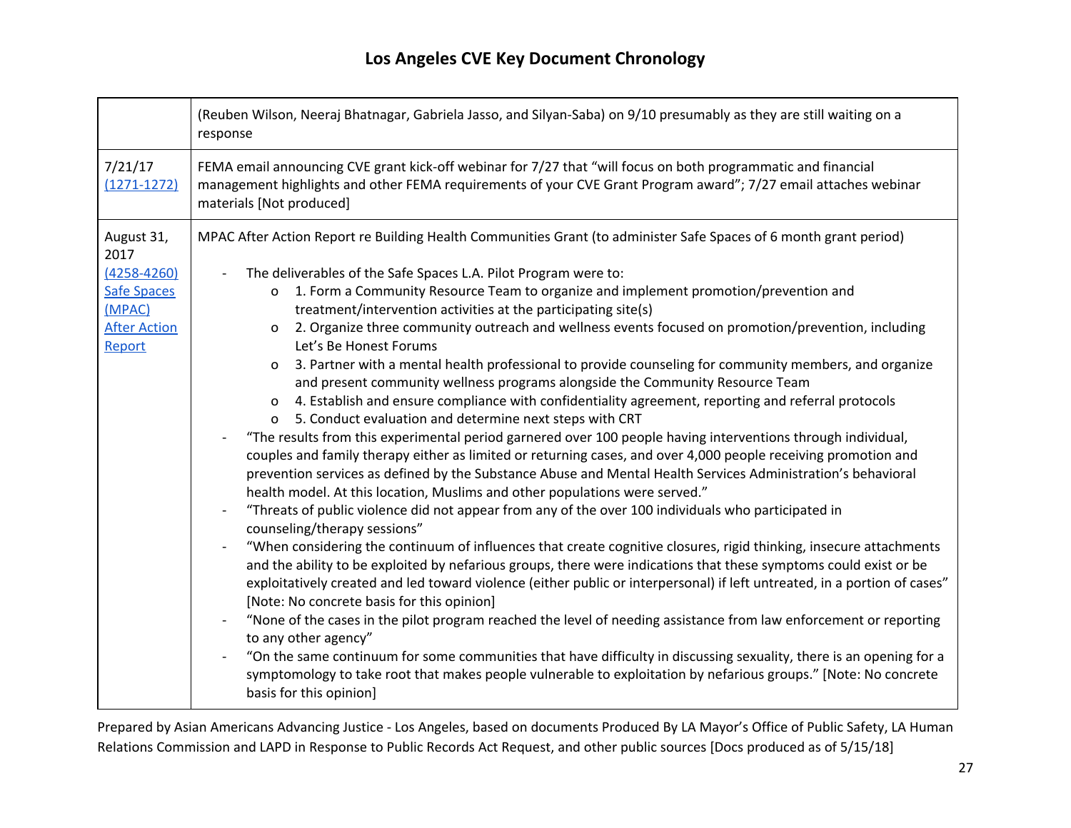# Los Angeles CVE Key Document Chronology

| | |
|---|---|
| | (Reuben Wilson, Neeraj Bhatnagar, Gabriela Jasso, and Silyan-Saba) on 9/10 presumably as they are still waiting on a response |
| 7/21/17 (1271-1272) | FEMA email announcing CVE grant kick-off webinar for 7/27 that "will focus on both programmatic and financial management highlights and other FEMA requirements of your CVE Grant Program award"; 7/27 email attaches webinar materials [Not produced] |
| August 31, 2017 (4258-4260) Safe Spaces (MPAC) After Action Report | MPAC After Action Report re Building Health Communities Grant (to administer Safe Spaces of 6 month grant period)<br><br>- The deliverables of the Safe Spaces L.A. Pilot Program were to:<br>&nbsp;&nbsp;&nbsp;&nbsp;o 1. Form a Community Resource Team to organize and implement promotion/prevention and treatment/intervention activities at the participating site(s)<br>&nbsp;&nbsp;&nbsp;&nbsp;o 2. Organize three community outreach and wellness events focused on promotion/prevention, including Let's Be Honest Forums<br>&nbsp;&nbsp;&nbsp;&nbsp;o 3. Partner with a mental health professional to provide counseling for community members, and organize and present community wellness programs alongside the Community Resource Team<br>&nbsp;&nbsp;&nbsp;&nbsp;o 4. Establish and ensure compliance with confidentiality agreement, reporting and referral protocols<br>&nbsp;&nbsp;&nbsp;&nbsp;o 5. Conduct evaluation and determine next steps with CRT<br>- "The results from this experimental period garnered over 100 people having interventions through individual, couples and family therapy either as limited or returning cases, and over 4,000 people receiving promotion and prevention services as defined by the Substance Abuse and Mental Health Services Administration's behavioral health model. At this location, Muslims and other populations were served."<br>- "Threats of public violence did not appear from any of the over 100 individuals who participated in counseling/therapy sessions"<br>- "When considering the continuum of influences that create cognitive closures, rigid thinking, insecure attachments and the ability to be exploited by nefarious groups, there were indications that these symptoms could exist or be exploitatively created and led toward violence (either public or interpersonal) if left untreated, in a portion of cases" [Note: No concrete basis for this opinion]<br>- "None of the cases in the pilot program reached the level of needing assistance from law enforcement or reporting to any other agency"<br>- "On the same continuum for some communities that have difficulty in discussing sexuality, there is an opening for a symptomology to take root that makes people vulnerable to exploitation by nefarious groups." [Note: No concrete basis for this opinion] |

Prepared by Asian Americans Advancing Justice - Los Angeles, based on documents Produced By LA Mayor's Office of Public Safety, LA Human Relations Commission and LAPD in Response to Public Records Act Request, and other public sources [Docs produced as of 5/15/18]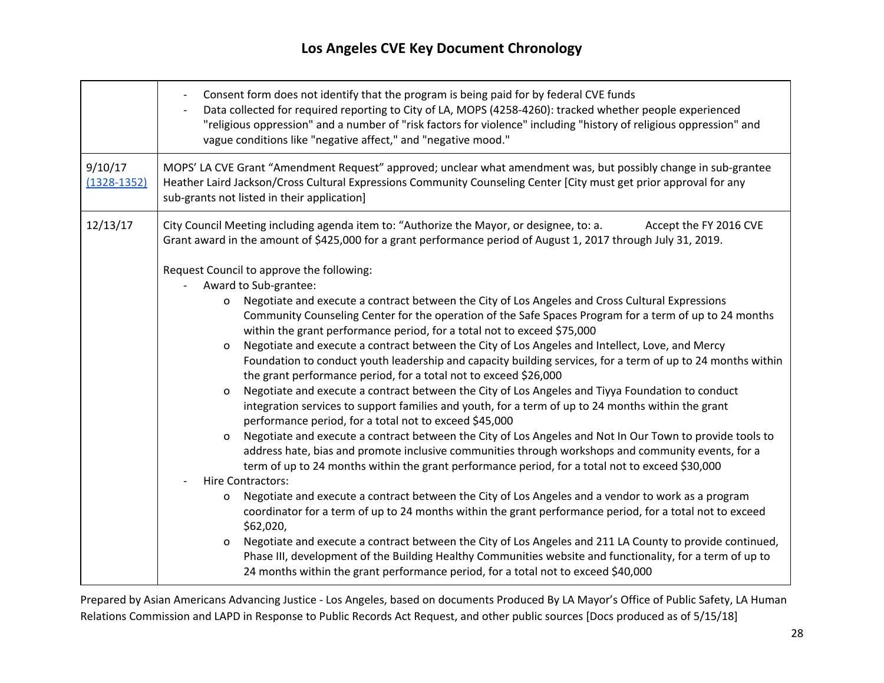# Los Angeles CVE Key Document Chronology

| | |
|---|---|
| | - Consent form does not identify that the program is being paid for by federal CVE funds<br>- Data collected for required reporting to City of LA, MOPS (4258-4260): tracked whether people experienced "religious oppression" and a number of "risk factors for violence" including "history of religious oppression" and vague conditions like "negative affect," and "negative mood." |
| 9/10/17 [(1328-1352)]() | MOPS' LA CVE Grant "Amendment Request" approved; unclear what amendment was, but possibly change in sub-grantee Heather Laird Jackson/Cross Cultural Expressions Community Counseling Center [City must get prior approval for any sub-grants not listed in their application] |
| 12/13/17 | City Council Meeting including agenda item to: "Authorize the Mayor, or designee, to: a. Accept the FY 2016 CVE Grant award in the amount of $425,000 for a grant performance period of August 1, 2017 through July 31, 2019.<br><br>Request Council to approve the following:<br>- Award to Sub-grantee:<br>&nbsp;&nbsp;o Negotiate and execute a contract between the City of Los Angeles and Cross Cultural Expressions Community Counseling Center for the operation of the Safe Spaces Program for a term of up to 24 months within the grant performance period, for a total not to exceed $75,000<br>&nbsp;&nbsp;o Negotiate and execute a contract between the City of Los Angeles and Intellect, Love, and Mercy Foundation to conduct youth leadership and capacity building services, for a term of up to 24 months within the grant performance period, for a total not to exceed $26,000<br>&nbsp;&nbsp;o Negotiate and execute a contract between the City of Los Angeles and Tiyya Foundation to conduct integration services to support families and youth, for a term of up to 24 months within the grant performance period, for a total not to exceed $45,000<br>&nbsp;&nbsp;o Negotiate and execute a contract between the City of Los Angeles and Not In Our Town to provide tools to address hate, bias and promote inclusive communities through workshops and community events, for a term of up to 24 months within the grant performance period, for a total not to exceed $30,000<br>- Hire Contractors:<br>&nbsp;&nbsp;o Negotiate and execute a contract between the City of Los Angeles and a vendor to work as a program coordinator for a term of up to 24 months within the grant performance period, for a total not to exceed $62,020,<br>&nbsp;&nbsp;o Negotiate and execute a contract between the City of Los Angeles and 211 LA County to provide continued, Phase III, development of the Building Healthy Communities website and functionality, for a term of up to 24 months within the grant performance period, for a total not to exceed $40,000 |

Prepared by Asian Americans Advancing Justice - Los Angeles, based on documents Produced By LA Mayor's Office of Public Safety, LA Human Relations Commission and LAPD in Response to Public Records Act Request, and other public sources [Docs produced as of 5/15/18]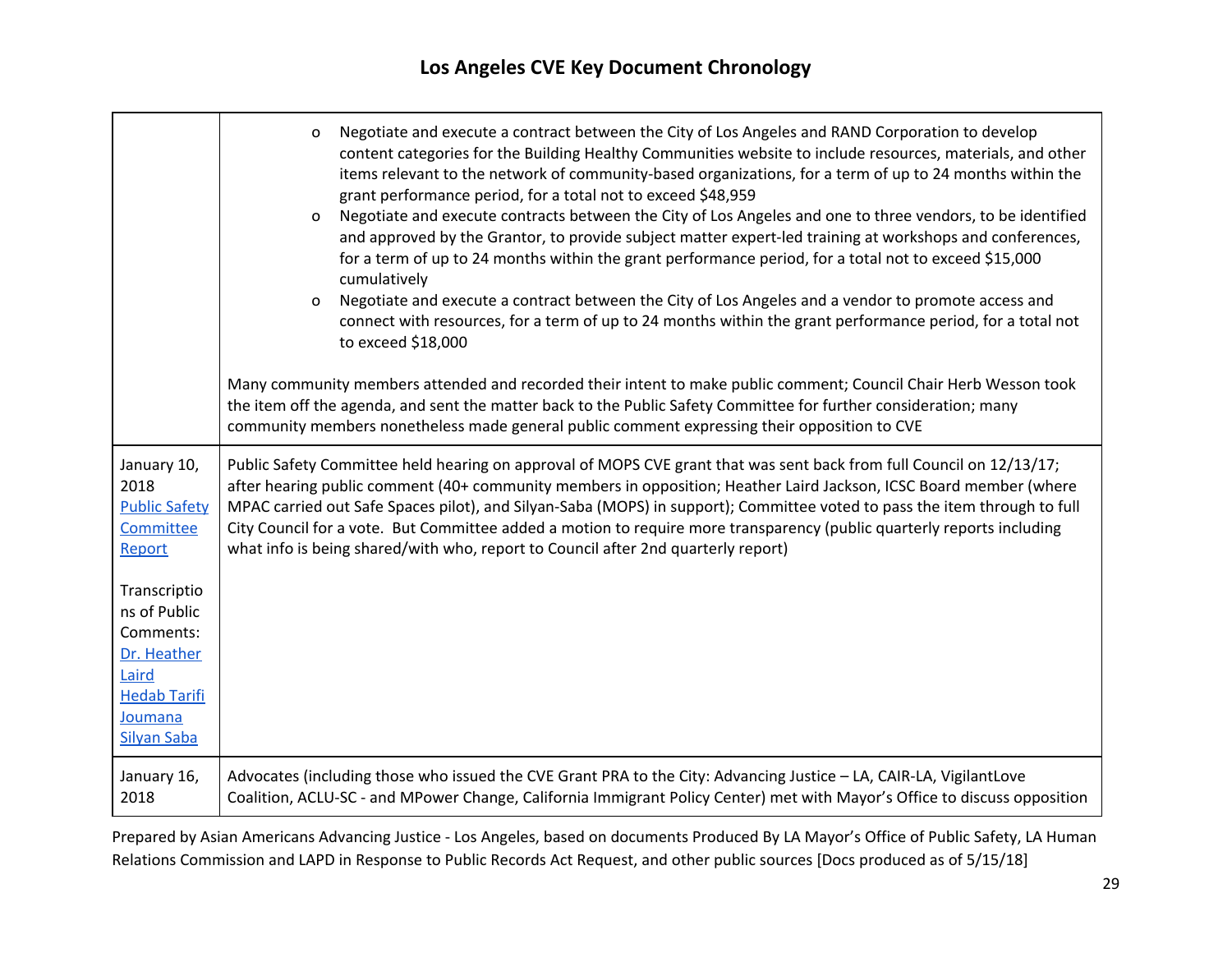| | |
|---|---|
| | o Negotiate and execute a contract between the City of Los Angeles and RAND Corporation to develop content categories for the Building Healthy Communities website to include resources, materials, and other items relevant to the network of community-based organizations, for a term of up to 24 months within the grant performance period, for a total not to exceed $48,959<br>o Negotiate and execute contracts between the City of Los Angeles and one to three vendors, to be identified and approved by the Grantor, to provide subject matter expert-led training at workshops and conferences, for a term of up to 24 months within the grant performance period, for a total not to exceed $15,000 cumulatively<br>o Negotiate and execute a contract between the City of Los Angeles and a vendor to promote access and connect with resources, for a term of up to 24 months within the grant performance period, for a total not to exceed $18,000<br><br>Many community members attended and recorded their intent to make public comment; Council Chair Herb Wesson took the item off the agenda, and sent the matter back to the Public Safety Committee for further consideration; many community members nonetheless made general public comment expressing their opposition to CVE |
| January 10, 2018<br>Public Safety Committee Report<br><br>Transcriptions of Public Comments:<br>Dr. Heather Laird<br>Hedab Tarifi<br>Joumana<br>Silyan Saba | Public Safety Committee held hearing on approval of MOPS CVE grant that was sent back from full Council on 12/13/17; after hearing public comment (40+ community members in opposition; Heather Laird Jackson, ICSC Board member (where MPAC carried out Safe Spaces pilot), and Silyan-Saba (MOPS) in support); Committee voted to pass the item through to full City Council for a vote. But Committee added a motion to require more transparency (public quarterly reports including what info is being shared/with who, report to Council after 2nd quarterly report) |
| January 16, 2018 | Advocates (including those who issued the CVE Grant PRA to the City: Advancing Justice – LA, CAIR-LA, VigilantLove Coalition, ACLU-SC - and MPower Change, California Immigrant Policy Center) met with Mayor's Office to discuss opposition |

Prepared by Asian Americans Advancing Justice - Los Angeles, based on documents Produced By LA Mayor's Office of Public Safety, LA Human Relations Commission and LAPD in Response to Public Records Act Request, and other public sources [Docs produced as of 5/15/18]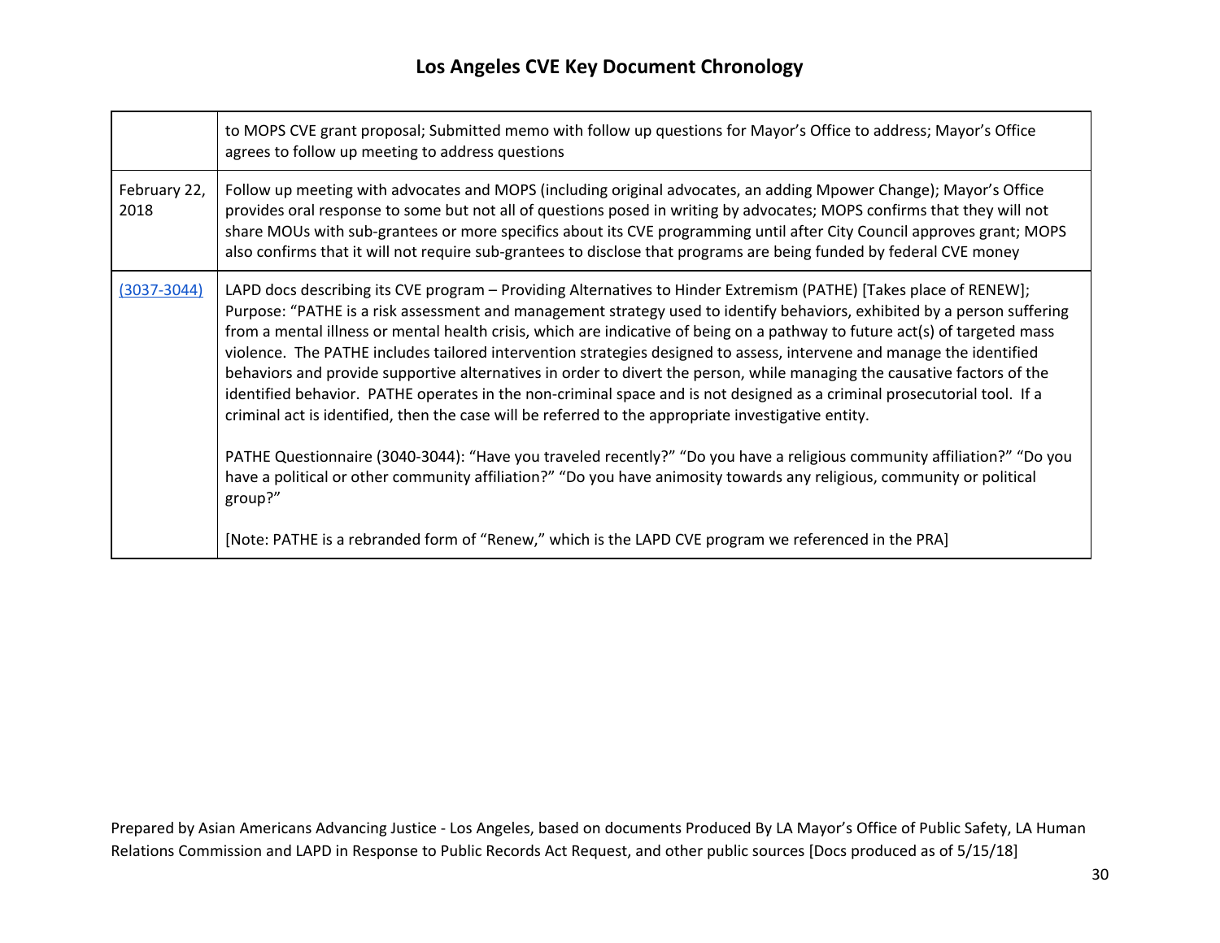| | |
|---|---|
| | to MOPS CVE grant proposal; Submitted memo with follow up questions for Mayor's Office to address; Mayor's Office agrees to follow up meeting to address questions |
| February 22, 2018 | Follow up meeting with advocates and MOPS (including original advocates, an adding Mpower Change); Mayor's Office provides oral response to some but not all of questions posed in writing by advocates; MOPS confirms that they will not share MOUs with sub-grantees or more specifics about its CVE programming until after City Council approves grant; MOPS also confirms that it will not require sub-grantees to disclose that programs are being funded by federal CVE money |
| (3037-3044) | LAPD docs describing its CVE program – Providing Alternatives to Hinder Extremism (PATHE) [Takes place of RENEW]; Purpose: "PATHE is a risk assessment and management strategy used to identify behaviors, exhibited by a person suffering from a mental illness or mental health crisis, which are indicative of being on a pathway to future act(s) of targeted mass violence. The PATHE includes tailored intervention strategies designed to assess, intervene and manage the identified behaviors and provide supportive alternatives in order to divert the person, while managing the causative factors of the identified behavior. PATHE operates in the non-criminal space and is not designed as a criminal prosecutorial tool. If a criminal act is identified, then the case will be referred to the appropriate investigative entity.<br><br>PATHE Questionnaire (3040-3044): "Have you traveled recently?" "Do you have a religious community affiliation?" "Do you have a political or other community affiliation?" "Do you have animosity towards any religious, community or political group?"<br><br>[Note: PATHE is a rebranded form of "Renew," which is the LAPD CVE program we referenced in the PRA] |

Prepared by Asian Americans Advancing Justice - Los Angeles, based on documents Produced By LA Mayor's Office of Public Safety, LA Human Relations Commission and LAPD in Response to Public Records Act Request, and other public sources [Docs produced as of 5/15/18]